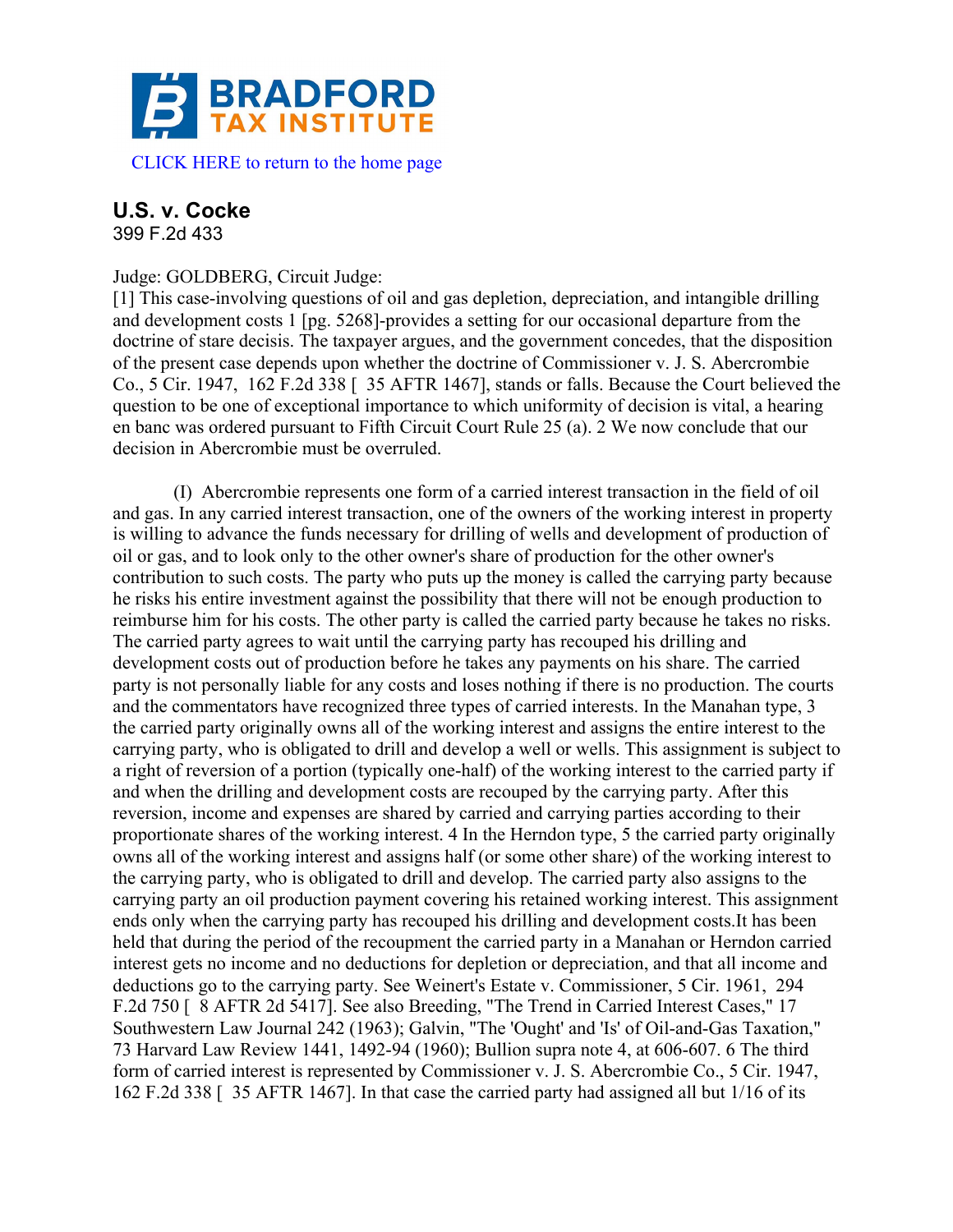# BRADFORD TAX INSTITUTE

CLICK HERE to return to the home page

## U.S. v. Cocke

399 F.2d 433

Judge: GOLDBERG, Circuit Judge:

[1] This case-involving questions of oil and gas depletion, depreciation, and intangible drilling and development costs 1 [pg. 5268]-provides a setting for our occasional departure from the doctrine of stare decisis. The taxpayer argues, and the government concedes, that the disposition of the present case depends upon whether the doctrine of Commissioner v. J. S. Abercrombie Co., 5 Cir. 1947, 162 F.2d 338 [ 35 AFTR 1467], stands or falls. Because the Court believed the question to be one of exceptional importance to which uniformity of decision is vital, a hearing en banc was ordered pursuant to Fifth Circuit Court Rule 25 (a). 2 We now conclude that our decision in Abercrombie must be overruled.

(I) Abercrombie represents one form of a carried interest transaction in the field of oil and gas. In any carried interest transaction, one of the owners of the working interest in property is willing to advance the funds necessary for drilling of wells and development of production of oil or gas, and to look only to the other owner's share of production for the other owner's contribution to such costs. The party who puts up the money is called the carrying party because he risks his entire investment against the possibility that there will not be enough production to reimburse him for his costs. The other party is called the carried party because he takes no risks. The carried party agrees to wait until the carrying party has recouped his drilling and development costs out of production before he takes any payments on his share. The carried party is not personally liable for any costs and loses nothing if there is no production. The courts and the commentators have recognized three types of carried interests. In the Manahan type, 3 the carried party originally owns all of the working interest and assigns the entire interest to the carrying party, who is obligated to drill and develop a well or wells. This assignment is subject to a right of reversion of a portion (typically one-half) of the working interest to the carried party if and when the drilling and development costs are recouped by the carrying party. After this reversion, income and expenses are shared by carried and carrying parties according to their proportionate shares of the working interest. 4 In the Herndon type, 5 the carried party originally owns all of the working interest and assigns half (or some other share) of the working interest to the carrying party, who is obligated to drill and develop. The carried party also assigns to the carrying party an oil production payment covering his retained working interest. This assignment ends only when the carrying party has recouped his drilling and development costs.It has been held that during the period of the recoupment the carried party in a Manahan or Herndon carried interest gets no income and no deductions for depletion or depreciation, and that all income and deductions go to the carrying party. See Weinert's Estate v. Commissioner, 5 Cir. 1961, 294 F.2d 750 [ 8 AFTR 2d 5417]. See also Breeding, "The Trend in Carried Interest Cases," 17 Southwestern Law Journal 242 (1963); Galvin, "The 'Ought' and 'Is' of Oil-and-Gas Taxation," 73 Harvard Law Review 1441, 1492-94 (1960); Bullion supra note 4, at 606-607. 6 The third form of carried interest is represented by Commissioner v. J. S. Abercrombie Co., 5 Cir. 1947, 162 F.2d 338 [ 35 AFTR 1467]. In that case the carried party had assigned all but 1/16 of its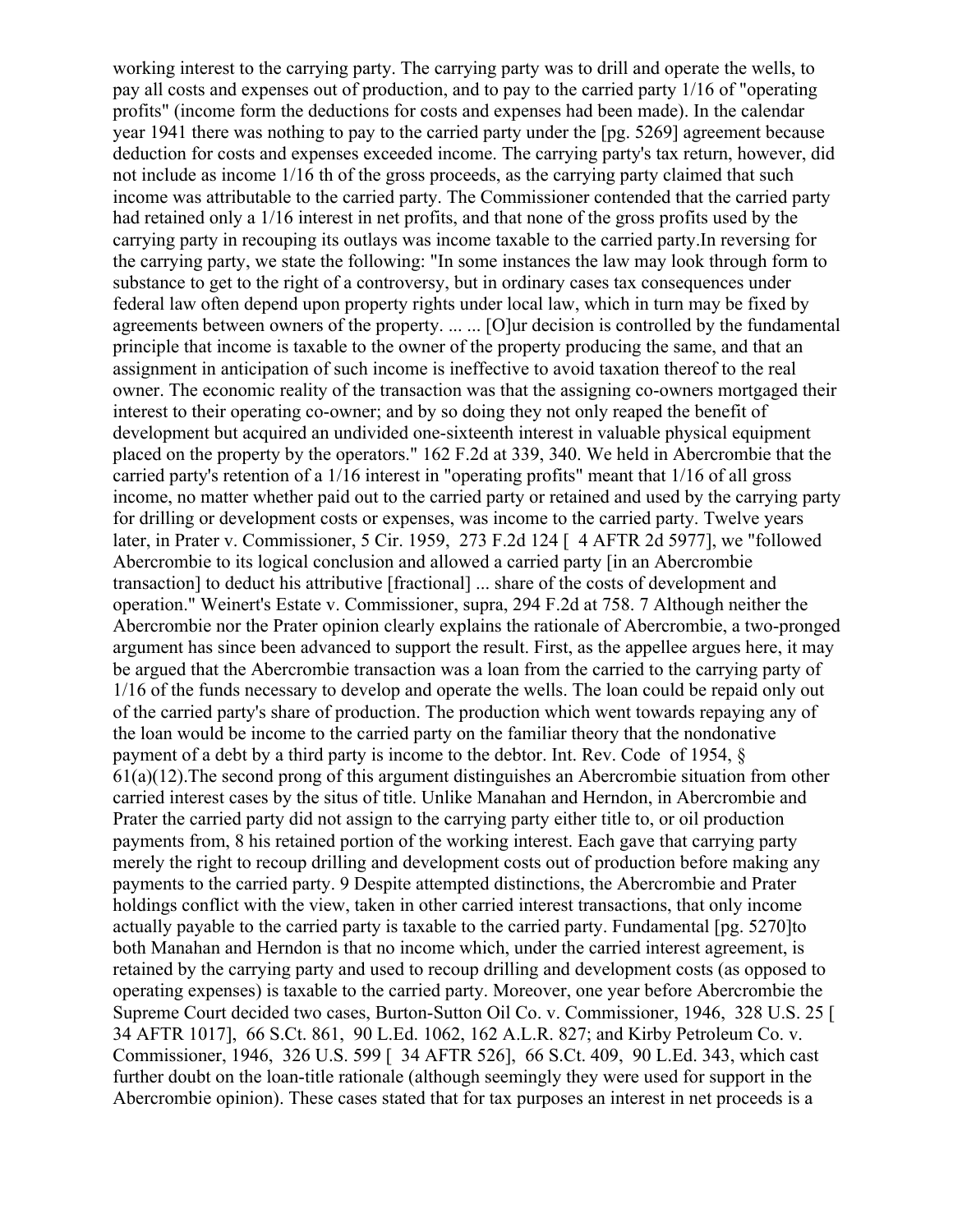working interest to the carrying party. The carrying party was to drill and operate the wells, to pay all costs and expenses out of production, and to pay to the carried party 1/16 of "operating profits" (income form the deductions for costs and expenses had been made). In the calendar year 1941 there was nothing to pay to the carried party under the [pg. 5269] agreement because deduction for costs and expenses exceeded income. The carrying party's tax return, however, did not include as income 1/16 th of the gross proceeds, as the carrying party claimed that such income was attributable to the carried party. The Commissioner contended that the carried party had retained only a 1/16 interest in net profits, and that none of the gross profits used by the carrying party in recouping its outlays was income taxable to the carried party.In reversing for the carrying party, we state the following: "In some instances the law may look through form to substance to get to the right of a controversy, but in ordinary cases tax consequences under federal law often depend upon property rights under local law, which in turn may be fixed by agreements between owners of the property. ... ... [O]ur decision is controlled by the fundamental principle that income is taxable to the owner of the property producing the same, and that an assignment in anticipation of such income is ineffective to avoid taxation thereof to the real owner. The economic reality of the transaction was that the assigning co-owners mortgaged their interest to their operating co-owner; and by so doing they not only reaped the benefit of development but acquired an undivided one-sixteenth interest in valuable physical equipment placed on the property by the operators." 162 F.2d at 339, 340. We held in Abercrombie that the carried party's retention of a 1/16 interest in "operating profits" meant that 1/16 of all gross income, no matter whether paid out to the carried party or retained and used by the carrying party for drilling or development costs or expenses, was income to the carried party. Twelve years later, in Prater v. Commissioner, 5 Cir. 1959, 273 F.2d 124 [ 4 AFTR 2d 5977], we "followed Abercrombie to its logical conclusion and allowed a carried party [in an Abercrombie transaction] to deduct his attributive [fractional] ... share of the costs of development and operation." Weinert's Estate v. Commissioner, supra, 294 F.2d at 758. 7 Although neither the Abercrombie nor the Prater opinion clearly explains the rationale of Abercrombie, a two-pronged argument has since been advanced to support the result. First, as the appellee argues here, it may be argued that the Abercrombie transaction was a loan from the carried to the carrying party of 1/16 of the funds necessary to develop and operate the wells. The loan could be repaid only out of the carried party's share of production. The production which went towards repaying any of the loan would be income to the carried party on the familiar theory that the nondonative payment of a debt by a third party is income to the debtor. Int. Rev. Code of 1954, § 61(a)(12).The second prong of this argument distinguishes an Abercrombie situation from other carried interest cases by the situs of title. Unlike Manahan and Herndon, in Abercrombie and Prater the carried party did not assign to the carrying party either title to, or oil production payments from, 8 his retained portion of the working interest. Each gave that carrying party merely the right to recoup drilling and development costs out of production before making any payments to the carried party. 9 Despite attempted distinctions, the Abercrombie and Prater holdings conflict with the view, taken in other carried interest transactions, that only income actually payable to the carried party is taxable to the carried party. Fundamental [pg. 5270]to both Manahan and Herndon is that no income which, under the carried interest agreement, is retained by the carrying party and used to recoup drilling and development costs (as opposed to operating expenses) is taxable to the carried party. Moreover, one year before Abercrombie the Supreme Court decided two cases, Burton-Sutton Oil Co. v. Commissioner, 1946, 328 U.S. 25 [ 34 AFTR 1017], 66 S.Ct. 861, 90 L.Ed. 1062, 162 A.L.R. 827; and Kirby Petroleum Co. v. Commissioner, 1946, 326 U.S. 599 [ 34 AFTR 526], 66 S.Ct. 409, 90 L.Ed. 343, which cast further doubt on the loan-title rationale (although seemingly they were used for support in the Abercrombie opinion). These cases stated that for tax purposes an interest in net proceeds is a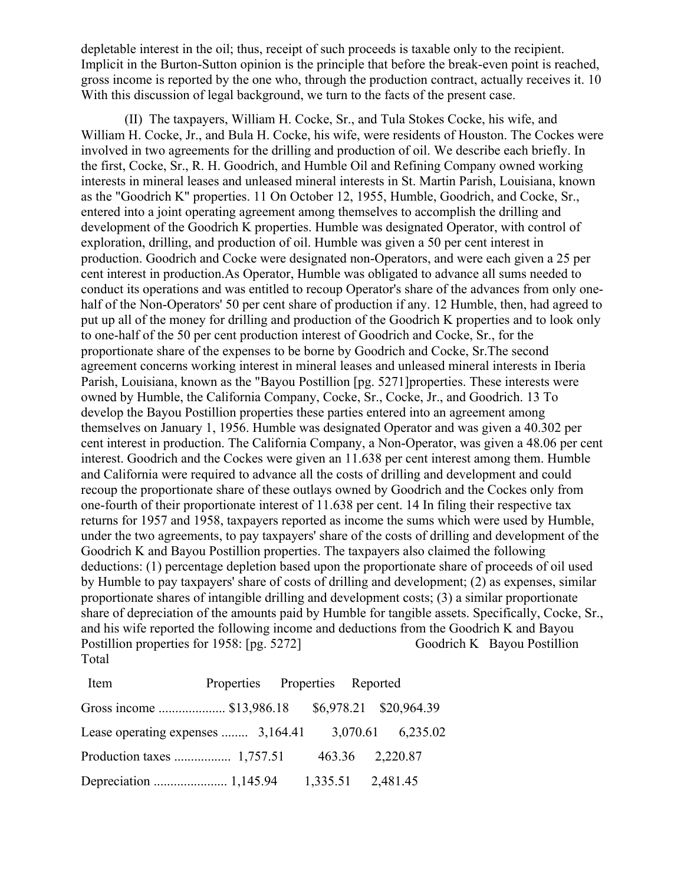depletable interest in the oil; thus, receipt of such proceeds is taxable only to the recipient. Implicit in the Burton-Sutton opinion is the principle that before the break-even point is reached, gross income is reported by the one who, through the production contract, actually receives it. 10 With this discussion of legal background, we turn to the facts of the present case.

(II) The taxpayers, William H. Cocke, Sr., and Tula Stokes Cocke, his wife, and William H. Cocke, Jr., and Bula H. Cocke, his wife, were residents of Houston. The Cockes were involved in two agreements for the drilling and production of oil. We describe each briefly. In the first, Cocke, Sr., R. H. Goodrich, and Humble Oil and Refining Company owned working interests in mineral leases and unleased mineral interests in St. Martin Parish, Louisiana, known as the "Goodrich K" properties. 11 On October 12, 1955, Humble, Goodrich, and Cocke, Sr., entered into a joint operating agreement among themselves to accomplish the drilling and development of the Goodrich K properties. Humble was designated Operator, with control of exploration, drilling, and production of oil. Humble was given a 50 per cent interest in production. Goodrich and Cocke were designated non-Operators, and were each given a 25 per cent interest in production.As Operator, Humble was obligated to advance all sums needed to conduct its operations and was entitled to recoup Operator's share of the advances from only one-half of the Non-Operators' 50 per cent share of production if any. 12 Humble, then, had agreed to put up all of the money for drilling and production of the Goodrich K properties and to look only to one-half of the 50 per cent production interest of Goodrich and Cocke, Sr., for the proportionate share of the expenses to be borne by Goodrich and Cocke, Sr.The second agreement concerns working interest in mineral leases and unleased mineral interests in Iberia Parish, Louisiana, known as the "Bayou Postillion [pg. 5271]properties. These interests were owned by Humble, the California Company, Cocke, Sr., Cocke, Jr., and Goodrich. 13 To develop the Bayou Postillion properties these parties entered into an agreement among themselves on January 1, 1956. Humble was designated Operator and was given a 40.302 per cent interest in production. The California Company, a Non-Operator, was given a 48.06 per cent interest. Goodrich and the Cockes were given an 11.638 per cent interest among them. Humble and California were required to advance all the costs of drilling and development and could recoup the proportionate share of these outlays owned by Goodrich and the Cockes only from one-fourth of their proportionate interest of 11.638 per cent. 14 In filing their respective tax returns for 1957 and 1958, taxpayers reported as income the sums which were used by Humble, under the two agreements, to pay taxpayers' share of the costs of drilling and development of the Goodrich K and Bayou Postillion properties. The taxpayers also claimed the following deductions: (1) percentage depletion based upon the proportionate share of proceeds of oil used by Humble to pay taxpayers' share of costs of drilling and development; (2) as expenses, similar proportionate shares of intangible drilling and development costs; (3) a similar proportionate share of depreciation of the amounts paid by Humble for tangible assets. Specifically, Cocke, Sr., and his wife reported the following income and deductions from the Goodrich K and Bayou Postillion properties for 1958: [pg. 5272]

| Item | Goodrich K Properties | Bayou Postillion Properties | Total Reported |
|---|---|---|---|
| Gross income .................... | $13,986.18 | $6,978.21 | $20,964.39 |
| Lease operating expenses ........ | 3,164.41 | 3,070.61 | 6,235.02 |
| Production taxes ................. | 1,757.51 | 463.36 | 2,220.87 |
| Depreciation ...................... | 1,145.94 | 1,335.51 | 2,481.45 |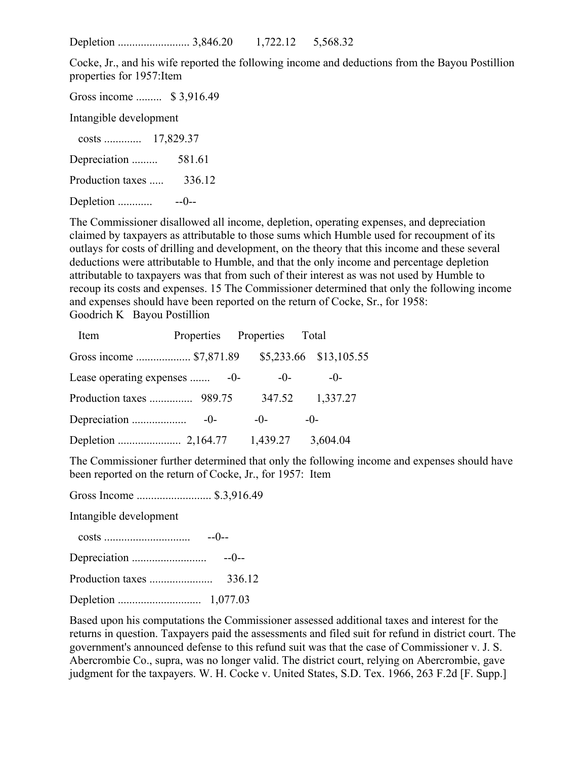Depletion ......................... 3,846.20 1,722.12 5,568.32

Cocke, Jr., and his wife reported the following income and deductions from the Bayou Postillion properties for 1957:Item

| Item | |
|---|---|
| Gross income ......... | $ 3,916.49 |
| Intangible development costs ............ | 17,829.37 |
| Depreciation ......... | 581.61 |
| Production taxes ..... | 336.12 |
| Depletion ........... | --0-- |

The Commissioner disallowed all income, depletion, operating expenses, and depreciation claimed by taxpayers as attributable to those sums which Humble used for recoupment of its outlays for costs of drilling and development, on the theory that this income and these several deductions were attributable to Humble, and that the only income and percentage depletion attributable to taxpayers was that from such of their interest as was not used by Humble to recoup its costs and expenses. 15 The Commissioner determined that only the following income and expenses should have been reported on the return of Cocke, Sr., for 1958:

| Item | Goodrich K Properties | Bayou Postillion Properties | Total |
|---|---|---|---|
| Gross income .................. | $7,871.89 | $5,233.66 | $13,105.55 |
| Lease operating expenses ....... | -0- | -0- | -0- |
| Production taxes .............. | 989.75 | 347.52 | 1,337.27 |
| Depreciation .................. | -0- | -0- | -0- |
| Depletion ..................... | 2,164.77 | 1,439.27 | 3,604.04 |

The Commissioner further determined that only the following income and expenses should have been reported on the return of Cocke, Jr., for 1957: Item

| Item | |
|---|---|
| Gross Income .......................... | $.3,916.49 |
| Intangible development costs ............................. | --0-- |
| Depreciation ......................... | --0-- |
| Production taxes ..................... | 336.12 |
| Depletion ............................ | 1,077.03 |

Based upon his computations the Commissioner assessed additional taxes and interest for the returns in question. Taxpayers paid the assessments and filed suit for refund in district court. The government's announced defense to this refund suit was that the case of Commissioner v. J. S. Abercrombie Co., supra, was no longer valid. The district court, relying on Abercrombie, gave judgment for the taxpayers. W. H. Cocke v. United States, S.D. Tex. 1966, 263 F.2d [F. Supp.]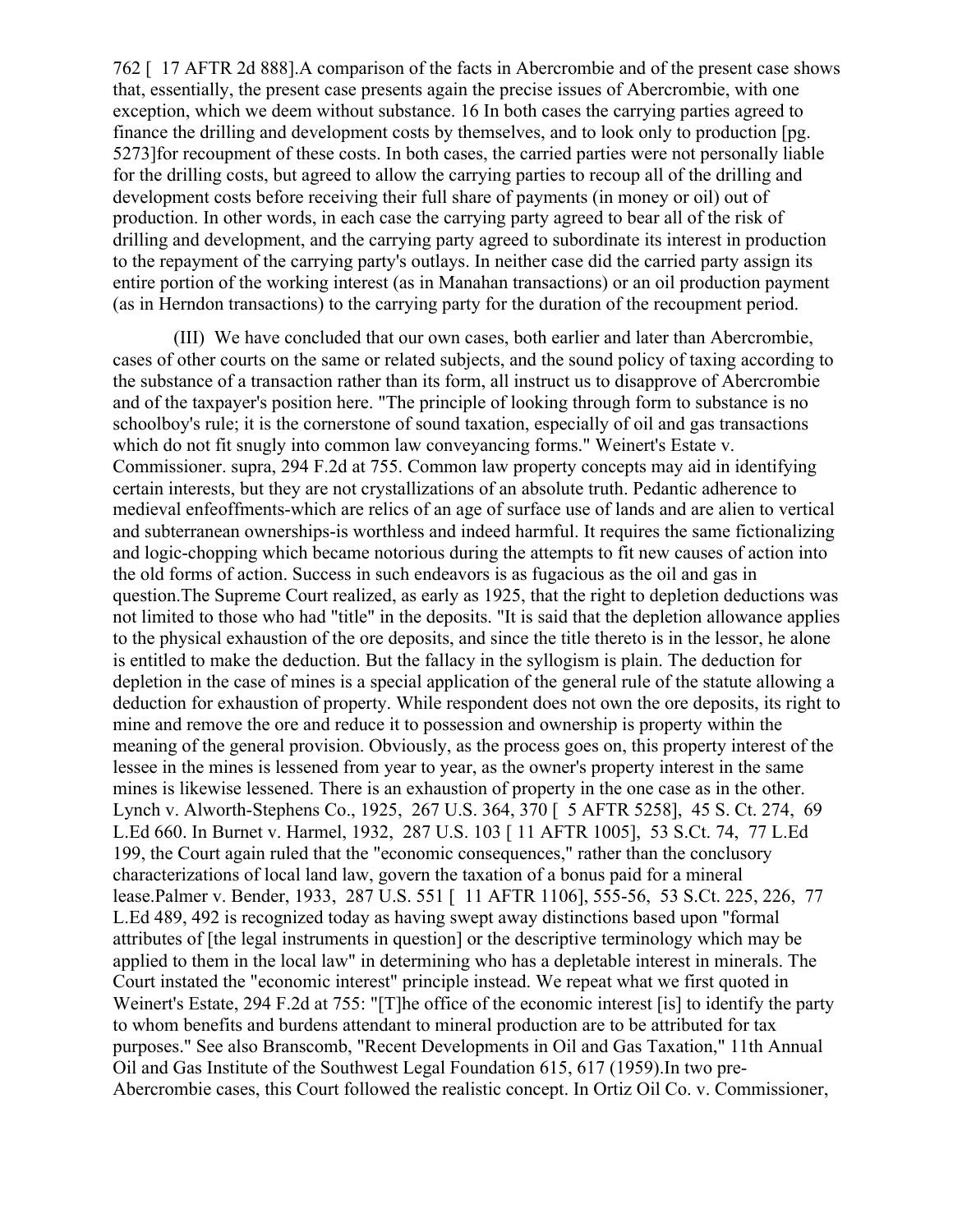762 [ 17 AFTR 2d 888].A comparison of the facts in Abercrombie and of the present case shows that, essentially, the present case presents again the precise issues of Abercrombie, with one exception, which we deem without substance. 16 In both cases the carrying parties agreed to finance the drilling and development costs by themselves, and to look only to production [pg. 5273]for recoupment of these costs. In both cases, the carried parties were not personally liable for the drilling costs, but agreed to allow the carrying parties to recoup all of the drilling and development costs before receiving their full share of payments (in money or oil) out of production. In other words, in each case the carrying party agreed to bear all of the risk of drilling and development, and the carrying party agreed to subordinate its interest in production to the repayment of the carrying party's outlays. In neither case did the carried party assign its entire portion of the working interest (as in Manahan transactions) or an oil production payment (as in Herndon transactions) to the carrying party for the duration of the recoupment period.

(III) We have concluded that our own cases, both earlier and later than Abercrombie, cases of other courts on the same or related subjects, and the sound policy of taxing according to the substance of a transaction rather than its form, all instruct us to disapprove of Abercrombie and of the taxpayer's position here. "The principle of looking through form to substance is no schoolboy's rule; it is the cornerstone of sound taxation, especially of oil and gas transactions which do not fit snugly into common law conveyancing forms." Weinert's Estate v. Commissioner. supra, 294 F.2d at 755. Common law property concepts may aid in identifying certain interests, but they are not crystallizations of an absolute truth. Pedantic adherence to medieval enfeoffments-which are relics of an age of surface use of lands and are alien to vertical and subterranean ownerships-is worthless and indeed harmful. It requires the same fictionalizing and logic-chopping which became notorious during the attempts to fit new causes of action into the old forms of action. Success in such endeavors is as fugacious as the oil and gas in question.The Supreme Court realized, as early as 1925, that the right to depletion deductions was not limited to those who had "title" in the deposits. "It is said that the depletion allowance applies to the physical exhaustion of the ore deposits, and since the title thereto is in the lessor, he alone is entitled to make the deduction. But the fallacy in the syllogism is plain. The deduction for depletion in the case of mines is a special application of the general rule of the statute allowing a deduction for exhaustion of property. While respondent does not own the ore deposits, its right to mine and remove the ore and reduce it to possession and ownership is property within the meaning of the general provision. Obviously, as the process goes on, this property interest of the lessee in the mines is lessened from year to year, as the owner's property interest in the same mines is likewise lessened. There is an exhaustion of property in the one case as in the other. Lynch v. Alworth-Stephens Co., 1925, 267 U.S. 364, 370 [ 5 AFTR 5258], 45 S. Ct. 274, 69 L.Ed 660. In Burnet v. Harmel, 1932, 287 U.S. 103 [ 11 AFTR 1005], 53 S.Ct. 74, 77 L.Ed 199, the Court again ruled that the "economic consequences," rather than the conclusory characterizations of local land law, govern the taxation of a bonus paid for a mineral lease.Palmer v. Bender, 1933, 287 U.S. 551 [ 11 AFTR 1106], 555-56, 53 S.Ct. 225, 226, 77 L.Ed 489, 492 is recognized today as having swept away distinctions based upon "formal attributes of [the legal instruments in question] or the descriptive terminology which may be applied to them in the local law" in determining who has a depletable interest in minerals. The Court instated the "economic interest" principle instead. We repeat what we first quoted in Weinert's Estate, 294 F.2d at 755: "[T]he office of the economic interest [is] to identify the party to whom benefits and burdens attendant to mineral production are to be attributed for tax purposes." See also Branscomb, "Recent Developments in Oil and Gas Taxation," 11th Annual Oil and Gas Institute of the Southwest Legal Foundation 615, 617 (1959).In two pre-Abercrombie cases, this Court followed the realistic concept. In Ortiz Oil Co. v. Commissioner,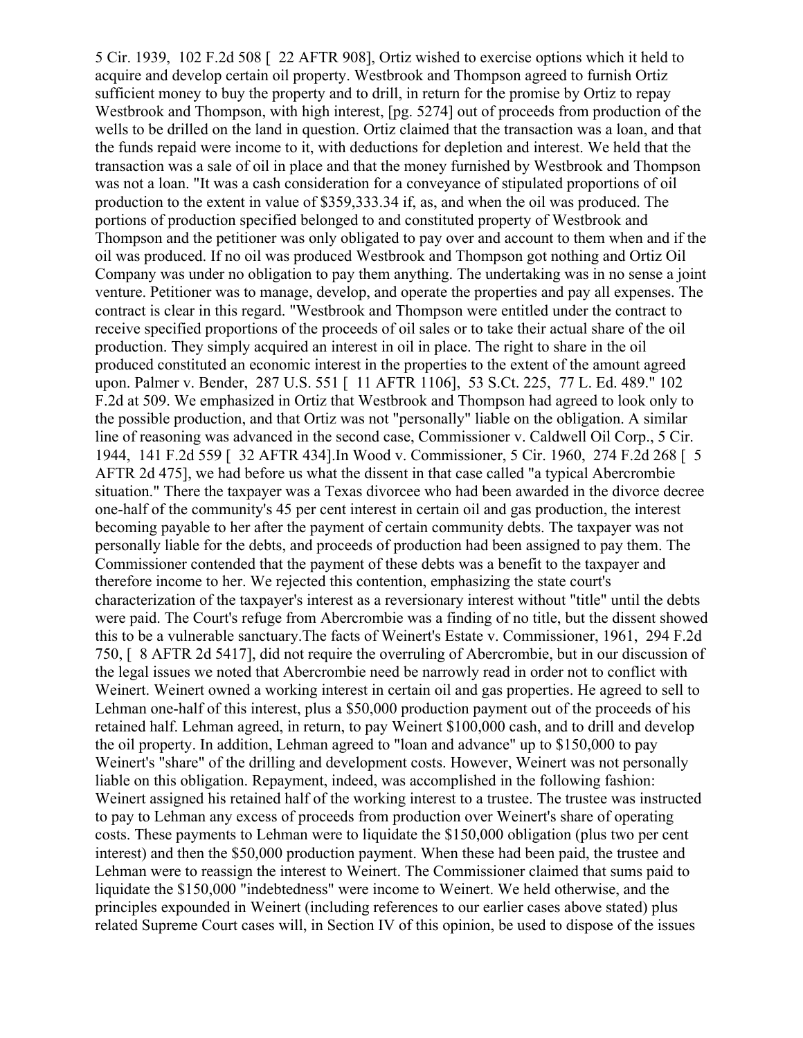5 Cir. 1939, 102 F.2d 508 [ 22 AFTR 908], Ortiz wished to exercise options which it held to acquire and develop certain oil property. Westbrook and Thompson agreed to furnish Ortiz sufficient money to buy the property and to drill, in return for the promise by Ortiz to repay Westbrook and Thompson, with high interest, [pg. 5274] out of proceeds from production of the wells to be drilled on the land in question. Ortiz claimed that the transaction was a loan, and that the funds repaid were income to it, with deductions for depletion and interest. We held that the transaction was a sale of oil in place and that the money furnished by Westbrook and Thompson was not a loan. "It was a cash consideration for a conveyance of stipulated proportions of oil production to the extent in value of $359,333.34 if, as, and when the oil was produced. The portions of production specified belonged to and constituted property of Westbrook and Thompson and the petitioner was only obligated to pay over and account to them when and if the oil was produced. If no oil was produced Westbrook and Thompson got nothing and Ortiz Oil Company was under no obligation to pay them anything. The undertaking was in no sense a joint venture. Petitioner was to manage, develop, and operate the properties and pay all expenses. The contract is clear in this regard. "Westbrook and Thompson were entitled under the contract to receive specified proportions of the proceeds of oil sales or to take their actual share of the oil production. They simply acquired an interest in oil in place. The right to share in the oil produced constituted an economic interest in the properties to the extent of the amount agreed upon. Palmer v. Bender, 287 U.S. 551 [ 11 AFTR 1106], 53 S.Ct. 225, 77 L. Ed. 489." 102 F.2d at 509. We emphasized in Ortiz that Westbrook and Thompson had agreed to look only to the possible production, and that Ortiz was not "personally" liable on the obligation. A similar line of reasoning was advanced in the second case, Commissioner v. Caldwell Oil Corp., 5 Cir. 1944, 141 F.2d 559 [ 32 AFTR 434].In Wood v. Commissioner, 5 Cir. 1960, 274 F.2d 268 [ 5 AFTR 2d 475], we had before us what the dissent in that case called "a typical Abercrombie situation." There the taxpayer was a Texas divorcee who had been awarded in the divorce decree one-half of the community's 45 per cent interest in certain oil and gas production, the interest becoming payable to her after the payment of certain community debts. The taxpayer was not personally liable for the debts, and proceeds of production had been assigned to pay them. The Commissioner contended that the payment of these debts was a benefit to the taxpayer and therefore income to her. We rejected this contention, emphasizing the state court's characterization of the taxpayer's interest as a reversionary interest without "title" until the debts were paid. The Court's refuge from Abercrombie was a finding of no title, but the dissent showed this to be a vulnerable sanctuary.The facts of Weinert's Estate v. Commissioner, 1961, 294 F.2d 750, [ 8 AFTR 2d 5417], did not require the overruling of Abercrombie, but in our discussion of the legal issues we noted that Abercrombie need be narrowly read in order not to conflict with Weinert. Weinert owned a working interest in certain oil and gas properties. He agreed to sell to Lehman one-half of this interest, plus a $50,000 production payment out of the proceeds of his retained half. Lehman agreed, in return, to pay Weinert $100,000 cash, and to drill and develop the oil property. In addition, Lehman agreed to "loan and advance" up to $150,000 to pay Weinert's "share" of the drilling and development costs. However, Weinert was not personally liable on this obligation. Repayment, indeed, was accomplished in the following fashion: Weinert assigned his retained half of the working interest to a trustee. The trustee was instructed to pay to Lehman any excess of proceeds from production over Weinert's share of operating costs. These payments to Lehman were to liquidate the $150,000 obligation (plus two per cent interest) and then the $50,000 production payment. When these had been paid, the trustee and Lehman were to reassign the interest to Weinert. The Commissioner claimed that sums paid to liquidate the $150,000 "indebtedness" were income to Weinert. We held otherwise, and the principles expounded in Weinert (including references to our earlier cases above stated) plus related Supreme Court cases will, in Section IV of this opinion, be used to dispose of the issues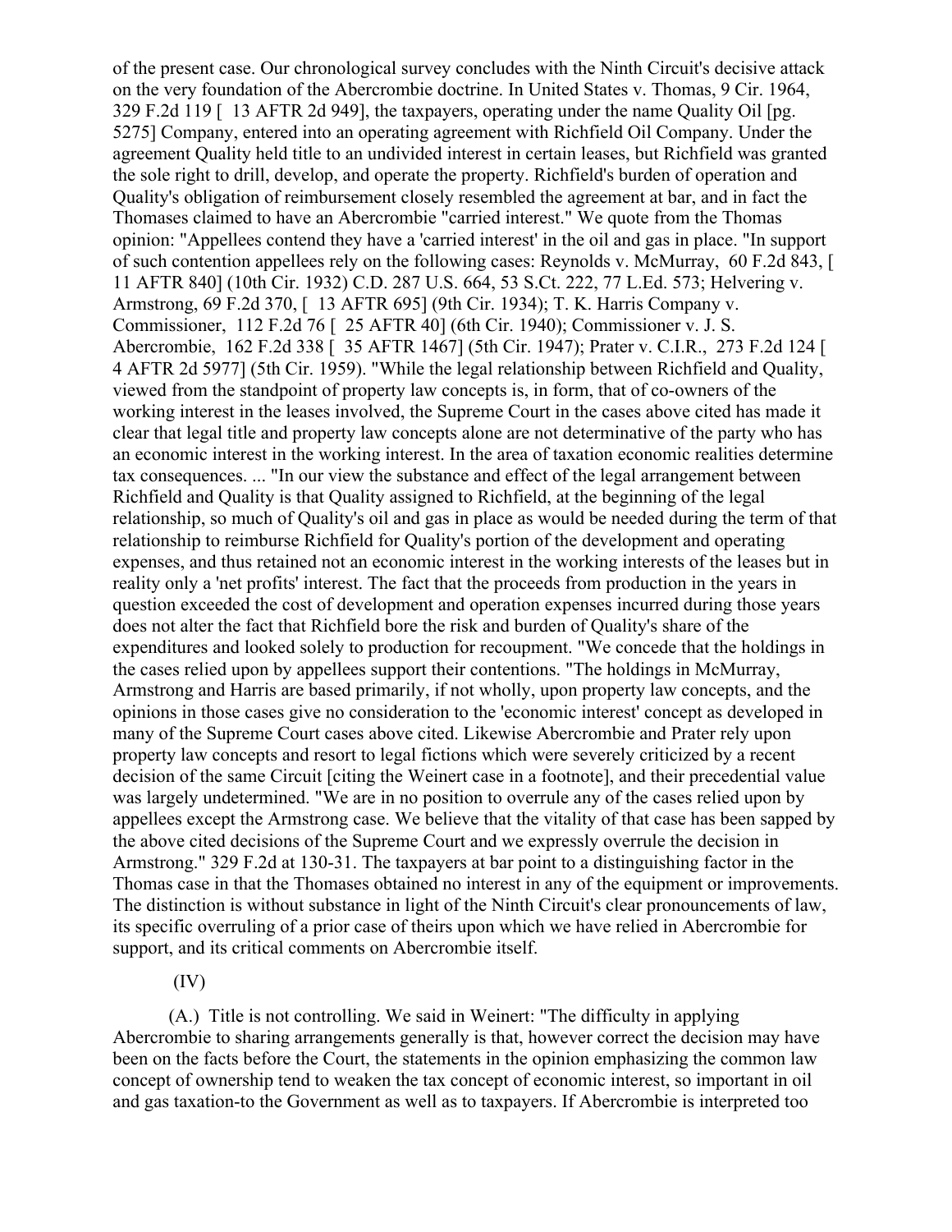of the present case. Our chronological survey concludes with the Ninth Circuit's decisive attack on the very foundation of the Abercrombie doctrine. In United States v. Thomas, 9 Cir. 1964, 329 F.2d 119 [ 13 AFTR 2d 949], the taxpayers, operating under the name Quality Oil [pg. 5275] Company, entered into an operating agreement with Richfield Oil Company. Under the agreement Quality held title to an undivided interest in certain leases, but Richfield was granted the sole right to drill, develop, and operate the property. Richfield's burden of operation and Quality's obligation of reimbursement closely resembled the agreement at bar, and in fact the Thomases claimed to have an Abercrombie "carried interest." We quote from the Thomas opinion: "Appellees contend they have a 'carried interest' in the oil and gas in place. "In support of such contention appellees rely on the following cases: Reynolds v. McMurray, 60 F.2d 843, [ 11 AFTR 840] (10th Cir. 1932) C.D. 287 U.S. 664, 53 S.Ct. 222, 77 L.Ed. 573; Helvering v. Armstrong, 69 F.2d 370, [ 13 AFTR 695] (9th Cir. 1934); T. K. Harris Company v. Commissioner, 112 F.2d 76 [ 25 AFTR 40] (6th Cir. 1940); Commissioner v. J. S. Abercrombie, 162 F.2d 338 [ 35 AFTR 1467] (5th Cir. 1947); Prater v. C.I.R., 273 F.2d 124 [ 4 AFTR 2d 5977] (5th Cir. 1959). "While the legal relationship between Richfield and Quality, viewed from the standpoint of property law concepts is, in form, that of co-owners of the working interest in the leases involved, the Supreme Court in the cases above cited has made it clear that legal title and property law concepts alone are not determinative of the party who has an economic interest in the working interest. In the area of taxation economic realities determine tax consequences. ... "In our view the substance and effect of the legal arrangement between Richfield and Quality is that Quality assigned to Richfield, at the beginning of the legal relationship, so much of Quality's oil and gas in place as would be needed during the term of that relationship to reimburse Richfield for Quality's portion of the development and operating expenses, and thus retained not an economic interest in the working interests of the leases but in reality only a 'net profits' interest. The fact that the proceeds from production in the years in question exceeded the cost of development and operation expenses incurred during those years does not alter the fact that Richfield bore the risk and burden of Quality's share of the expenditures and looked solely to production for recoupment. "We concede that the holdings in the cases relied upon by appellees support their contentions. "The holdings in McMurray, Armstrong and Harris are based primarily, if not wholly, upon property law concepts, and the opinions in those cases give no consideration to the 'economic interest' concept as developed in many of the Supreme Court cases above cited. Likewise Abercrombie and Prater rely upon property law concepts and resort to legal fictions which were severely criticized by a recent decision of the same Circuit [citing the Weinert case in a footnote], and their precedential value was largely undetermined. "We are in no position to overrule any of the cases relied upon by appellees except the Armstrong case. We believe that the vitality of that case has been sapped by the above cited decisions of the Supreme Court and we expressly overrule the decision in Armstrong." 329 F.2d at 130-31. The taxpayers at bar point to a distinguishing factor in the Thomas case in that the Thomases obtained no interest in any of the equipment or improvements. The distinction is without substance in light of the Ninth Circuit's clear pronouncements of law, its specific overruling of a prior case of theirs upon which we have relied in Abercrombie for support, and its critical comments on Abercrombie itself.

(IV)

(A.) Title is not controlling. We said in Weinert: "The difficulty in applying Abercrombie to sharing arrangements generally is that, however correct the decision may have been on the facts before the Court, the statements in the opinion emphasizing the common law concept of ownership tend to weaken the tax concept of economic interest, so important in oil and gas taxation-to the Government as well as to taxpayers. If Abercrombie is interpreted too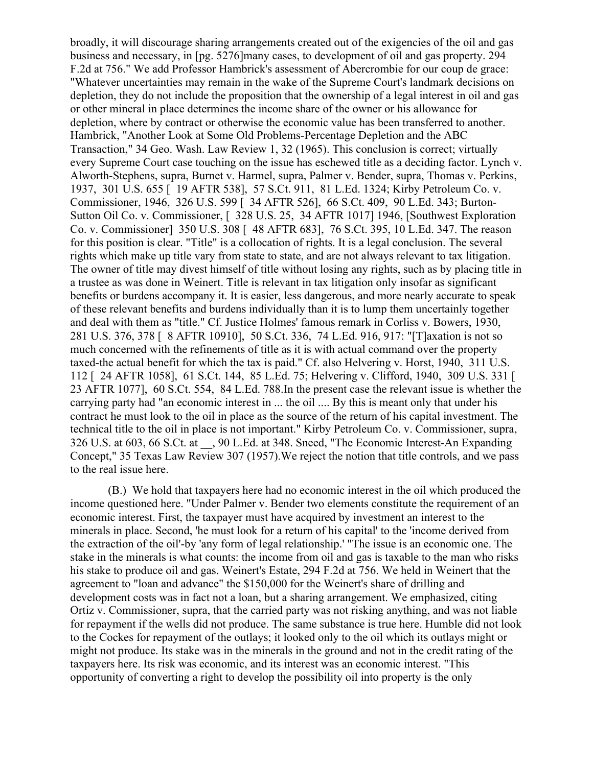broadly, it will discourage sharing arrangements created out of the exigencies of the oil and gas business and necessary, in [pg. 5276]many cases, to development of oil and gas property. 294 F.2d at 756." We add Professor Hambrick's assessment of Abercrombie for our coup de grace: "Whatever uncertainties may remain in the wake of the Supreme Court's landmark decisions on depletion, they do not include the proposition that the ownership of a legal interest in oil and gas or other mineral in place determines the income share of the owner or his allowance for depletion, where by contract or otherwise the economic value has been transferred to another. Hambrick, "Another Look at Some Old Problems-Percentage Depletion and the ABC Transaction," 34 Geo. Wash. Law Review 1, 32 (1965). This conclusion is correct; virtually every Supreme Court case touching on the issue has eschewed title as a deciding factor. Lynch v. Alworth-Stephens, supra, Burnet v. Harmel, supra, Palmer v. Bender, supra, Thomas v. Perkins, 1937, 301 U.S. 655 [ 19 AFTR 538], 57 S.Ct. 911, 81 L.Ed. 1324; Kirby Petroleum Co. v. Commissioner, 1946, 326 U.S. 599 [ 34 AFTR 526], 66 S.Ct. 409, 90 L.Ed. 343; Burton-Sutton Oil Co. v. Commissioner, [ 328 U.S. 25, 34 AFTR 1017] 1946, [Southwest Exploration Co. v. Commissioner] 350 U.S. 308 [ 48 AFTR 683], 76 S.Ct. 395, 10 L.Ed. 347. The reason for this position is clear. "Title" is a collocation of rights. It is a legal conclusion. The several rights which make up title vary from state to state, and are not always relevant to tax litigation. The owner of title may divest himself of title without losing any rights, such as by placing title in a trustee as was done in Weinert. Title is relevant in tax litigation only insofar as significant benefits or burdens accompany it. It is easier, less dangerous, and more nearly accurate to speak of these relevant benefits and burdens individually than it is to lump them uncertainly together and deal with them as "title." Cf. Justice Holmes' famous remark in Corliss v. Bowers, 1930, 281 U.S. 376, 378 [ 8 AFTR 10910], 50 S.Ct. 336, 74 L.Ed. 916, 917: "[T]axation is not so much concerned with the refinements of title as it is with actual command over the property taxed-the actual benefit for which the tax is paid." Cf. also Helvering v. Horst, 1940, 311 U.S. 112 [ 24 AFTR 1058], 61 S.Ct. 144, 85 L.Ed. 75; Helvering v. Clifford, 1940, 309 U.S. 331 [ 23 AFTR 1077], 60 S.Ct. 554, 84 L.Ed. 788.In the present case the relevant issue is whether the carrying party had "an economic interest in ... the oil .... By this is meant only that under his contract he must look to the oil in place as the source of the return of his capital investment. The technical title to the oil in place is not important." Kirby Petroleum Co. v. Commissioner, supra, 326 U.S. at 603, 66 S.Ct. at __, 90 L.Ed. at 348. Sneed, "The Economic Interest-An Expanding Concept," 35 Texas Law Review 307 (1957).We reject the notion that title controls, and we pass to the real issue here.

(B.) We hold that taxpayers here had no economic interest in the oil which produced the income questioned here. "Under Palmer v. Bender two elements constitute the requirement of an economic interest. First, the taxpayer must have acquired by investment an interest to the minerals in place. Second, 'he must look for a return of his capital' to the 'income derived from the extraction of the oil'-by 'any form of legal relationship.' "The issue is an economic one. The stake in the minerals is what counts: the income from oil and gas is taxable to the man who risks his stake to produce oil and gas. Weinert's Estate, 294 F.2d at 756. We held in Weinert that the agreement to "loan and advance" the $150,000 for the Weinert's share of drilling and development costs was in fact not a loan, but a sharing arrangement. We emphasized, citing Ortiz v. Commissioner, supra, that the carried party was not risking anything, and was not liable for repayment if the wells did not produce. The same substance is true here. Humble did not look to the Cockes for repayment of the outlays; it looked only to the oil which its outlays might or might not produce. Its stake was in the minerals in the ground and not in the credit rating of the taxpayers here. Its risk was economic, and its interest was an economic interest. "This opportunity of converting a right to develop the possibility oil into property is the only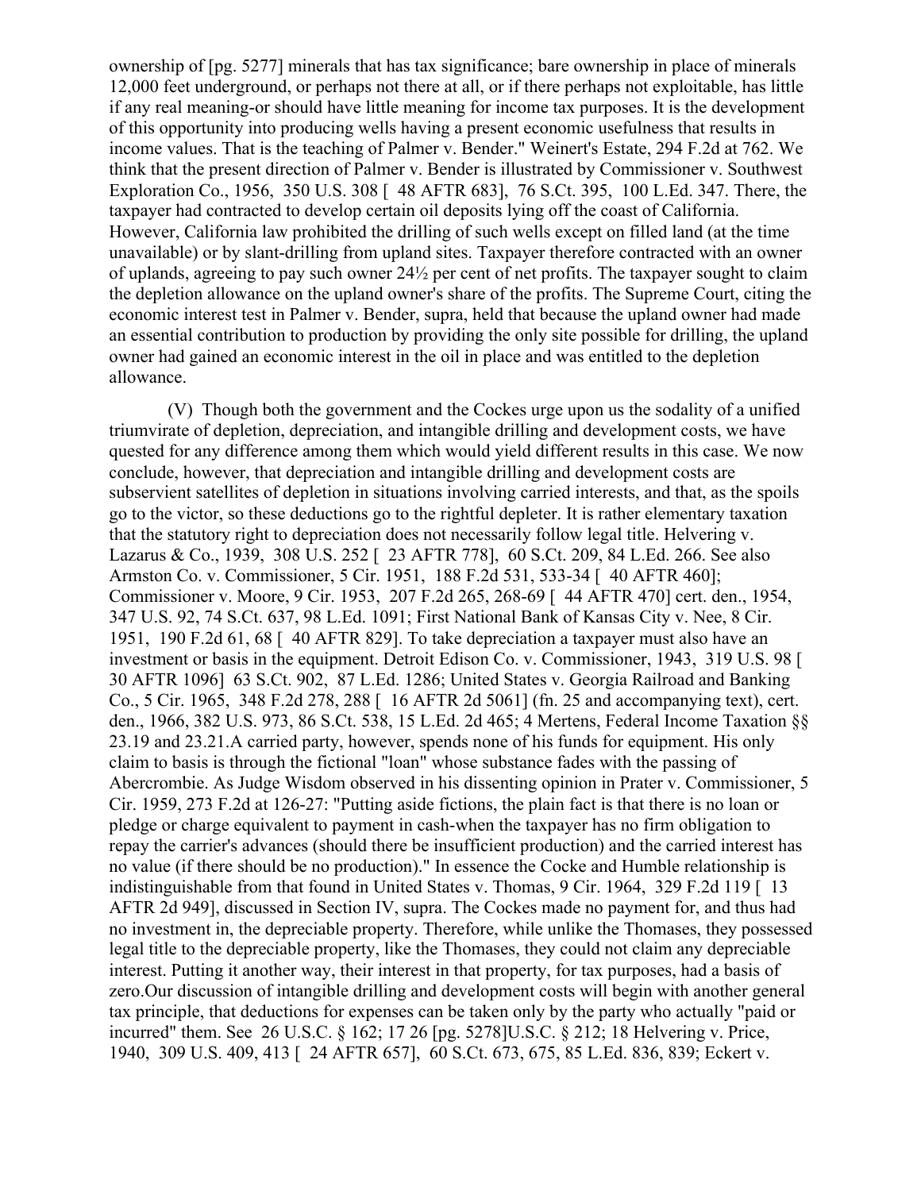ownership of [pg. 5277] minerals that has tax significance; bare ownership in place of minerals 12,000 feet underground, or perhaps not there at all, or if there perhaps not exploitable, has little if any real meaning-or should have little meaning for income tax purposes. It is the development of this opportunity into producing wells having a present economic usefulness that results in income values. That is the teaching of Palmer v. Bender." Weinert's Estate, 294 F.2d at 762. We think that the present direction of Palmer v. Bender is illustrated by Commissioner v. Southwest Exploration Co., 1956, 350 U.S. 308 [ 48 AFTR 683], 76 S.Ct. 395, 100 L.Ed. 347. There, the taxpayer had contracted to develop certain oil deposits lying off the coast of California. However, California law prohibited the drilling of such wells except on filled land (at the time unavailable) or by slant-drilling from upland sites. Taxpayer therefore contracted with an owner of uplands, agreeing to pay such owner 24½ per cent of net profits. The taxpayer sought to claim the depletion allowance on the upland owner's share of the profits. The Supreme Court, citing the economic interest test in Palmer v. Bender, supra, held that because the upland owner had made an essential contribution to production by providing the only site possible for drilling, the upland owner had gained an economic interest in the oil in place and was entitled to the depletion allowance.

(V) Though both the government and the Cockes urge upon us the sodality of a unified triumvirate of depletion, depreciation, and intangible drilling and development costs, we have quested for any difference among them which would yield different results in this case. We now conclude, however, that depreciation and intangible drilling and development costs are subservient satellites of depletion in situations involving carried interests, and that, as the spoils go to the victor, so these deductions go to the rightful depleter. It is rather elementary taxation that the statutory right to depreciation does not necessarily follow legal title. Helvering v. Lazarus & Co., 1939, 308 U.S. 252 [ 23 AFTR 778], 60 S.Ct. 209, 84 L.Ed. 266. See also Armston Co. v. Commissioner, 5 Cir. 1951, 188 F.2d 531, 533-34 [ 40 AFTR 460]; Commissioner v. Moore, 9 Cir. 1953, 207 F.2d 265, 268-69 [ 44 AFTR 470] cert. den., 1954, 347 U.S. 92, 74 S.Ct. 637, 98 L.Ed. 1091; First National Bank of Kansas City v. Nee, 8 Cir. 1951, 190 F.2d 61, 68 [ 40 AFTR 829]. To take depreciation a taxpayer must also have an investment or basis in the equipment. Detroit Edison Co. v. Commissioner, 1943, 319 U.S. 98 [ 30 AFTR 1096] 63 S.Ct. 902, 87 L.Ed. 1286; United States v. Georgia Railroad and Banking Co., 5 Cir. 1965, 348 F.2d 278, 288 [ 16 AFTR 2d 5061] (fn. 25 and accompanying text), cert. den., 1966, 382 U.S. 973, 86 S.Ct. 538, 15 L.Ed. 2d 465; 4 Mertens, Federal Income Taxation §§ 23.19 and 23.21.A carried party, however, spends none of his funds for equipment. His only claim to basis is through the fictional "loan" whose substance fades with the passing of Abercrombie. As Judge Wisdom observed in his dissenting opinion in Prater v. Commissioner, 5 Cir. 1959, 273 F.2d at 126-27: "Putting aside fictions, the plain fact is that there is no loan or pledge or charge equivalent to payment in cash-when the taxpayer has no firm obligation to repay the carrier's advances (should there be insufficient production) and the carried interest has no value (if there should be no production)." In essence the Cocke and Humble relationship is indistinguishable from that found in United States v. Thomas, 9 Cir. 1964, 329 F.2d 119 [ 13 AFTR 2d 949], discussed in Section IV, supra. The Cockes made no payment for, and thus had no investment in, the depreciable property. Therefore, while unlike the Thomases, they possessed legal title to the depreciable property, like the Thomases, they could not claim any depreciable interest. Putting it another way, their interest in that property, for tax purposes, had a basis of zero.Our discussion of intangible drilling and development costs will begin with another general tax principle, that deductions for expenses can be taken only by the party who actually "paid or incurred" them. See 26 U.S.C. § 162; 17 26 [pg. 5278]U.S.C. § 212; 18 Helvering v. Price, 1940, 309 U.S. 409, 413 [ 24 AFTR 657], 60 S.Ct. 673, 675, 85 L.Ed. 836, 839; Eckert v.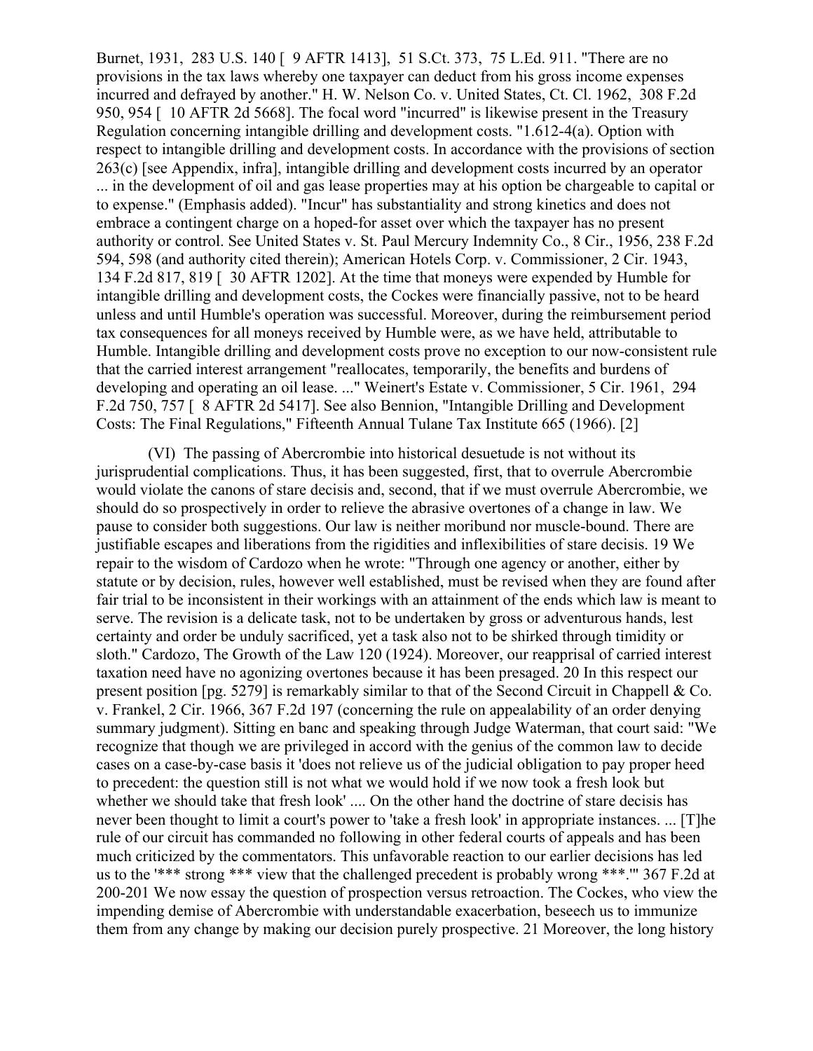Burnet, 1931, 283 U.S. 140 [ 9 AFTR 1413], 51 S.Ct. 373, 75 L.Ed. 911. "There are no provisions in the tax laws whereby one taxpayer can deduct from his gross income expenses incurred and defrayed by another." H. W. Nelson Co. v. United States, Ct. Cl. 1962, 308 F.2d 950, 954 [ 10 AFTR 2d 5668]. The focal word "incurred" is likewise present in the Treasury Regulation concerning intangible drilling and development costs. "1.612-4(a). Option with respect to intangible drilling and development costs. In accordance with the provisions of section 263(c) [see Appendix, infra], intangible drilling and development costs incurred by an operator ... in the development of oil and gas lease properties may at his option be chargeable to capital or to expense." (Emphasis added). "Incur" has substantiality and strong kinetics and does not embrace a contingent charge on a hoped-for asset over which the taxpayer has no present authority or control. See United States v. St. Paul Mercury Indemnity Co., 8 Cir., 1956, 238 F.2d 594, 598 (and authority cited therein); American Hotels Corp. v. Commissioner, 2 Cir. 1943, 134 F.2d 817, 819 [ 30 AFTR 1202]. At the time that moneys were expended by Humble for intangible drilling and development costs, the Cockes were financially passive, not to be heard unless and until Humble's operation was successful. Moreover, during the reimbursement period tax consequences for all moneys received by Humble were, as we have held, attributable to Humble. Intangible drilling and development costs prove no exception to our now-consistent rule that the carried interest arrangement "reallocates, temporarily, the benefits and burdens of developing and operating an oil lease. ..." Weinert's Estate v. Commissioner, 5 Cir. 1961, 294 F.2d 750, 757 [ 8 AFTR 2d 5417]. See also Bennion, "Intangible Drilling and Development Costs: The Final Regulations," Fifteenth Annual Tulane Tax Institute 665 (1966). [2]

(VI) The passing of Abercrombie into historical desuetude is not without its jurisprudential complications. Thus, it has been suggested, first, that to overrule Abercrombie would violate the canons of stare decisis and, second, that if we must overrule Abercrombie, we should do so prospectively in order to relieve the abrasive overtones of a change in law. We pause to consider both suggestions. Our law is neither moribund nor muscle-bound. There are justifiable escapes and liberations from the rigidities and inflexibilities of stare decisis. 19 We repair to the wisdom of Cardozo when he wrote: "Through one agency or another, either by statute or by decision, rules, however well established, must be revised when they are found after fair trial to be inconsistent in their workings with an attainment of the ends which law is meant to serve. The revision is a delicate task, not to be undertaken by gross or adventurous hands, lest certainty and order be unduly sacrificed, yet a task also not to be shirked through timidity or sloth." Cardozo, The Growth of the Law 120 (1924). Moreover, our reapprisal of carried interest taxation need have no agonizing overtones because it has been presaged. 20 In this respect our present position [pg. 5279] is remarkably similar to that of the Second Circuit in Chappell & Co. v. Frankel, 2 Cir. 1966, 367 F.2d 197 (concerning the rule on appealability of an order denying summary judgment). Sitting en banc and speaking through Judge Waterman, that court said: "We recognize that though we are privileged in accord with the genius of the common law to decide cases on a case-by-case basis it 'does not relieve us of the judicial obligation to pay proper heed to precedent: the question still is not what we would hold if we now took a fresh look but whether we should take that fresh look' .... On the other hand the doctrine of stare decisis has never been thought to limit a court's power to 'take a fresh look' in appropriate instances. ... [T]he rule of our circuit has commanded no following in other federal courts of appeals and has been much criticized by the commentators. This unfavorable reaction to our earlier decisions has led us to the '*** strong *** view that the challenged precedent is probably wrong ***.'" 367 F.2d at 200-201 We now essay the question of prospection versus retroaction. The Cockes, who view the impending demise of Abercrombie with understandable exacerbation, beseech us to immunize them from any change by making our decision purely prospective. 21 Moreover, the long history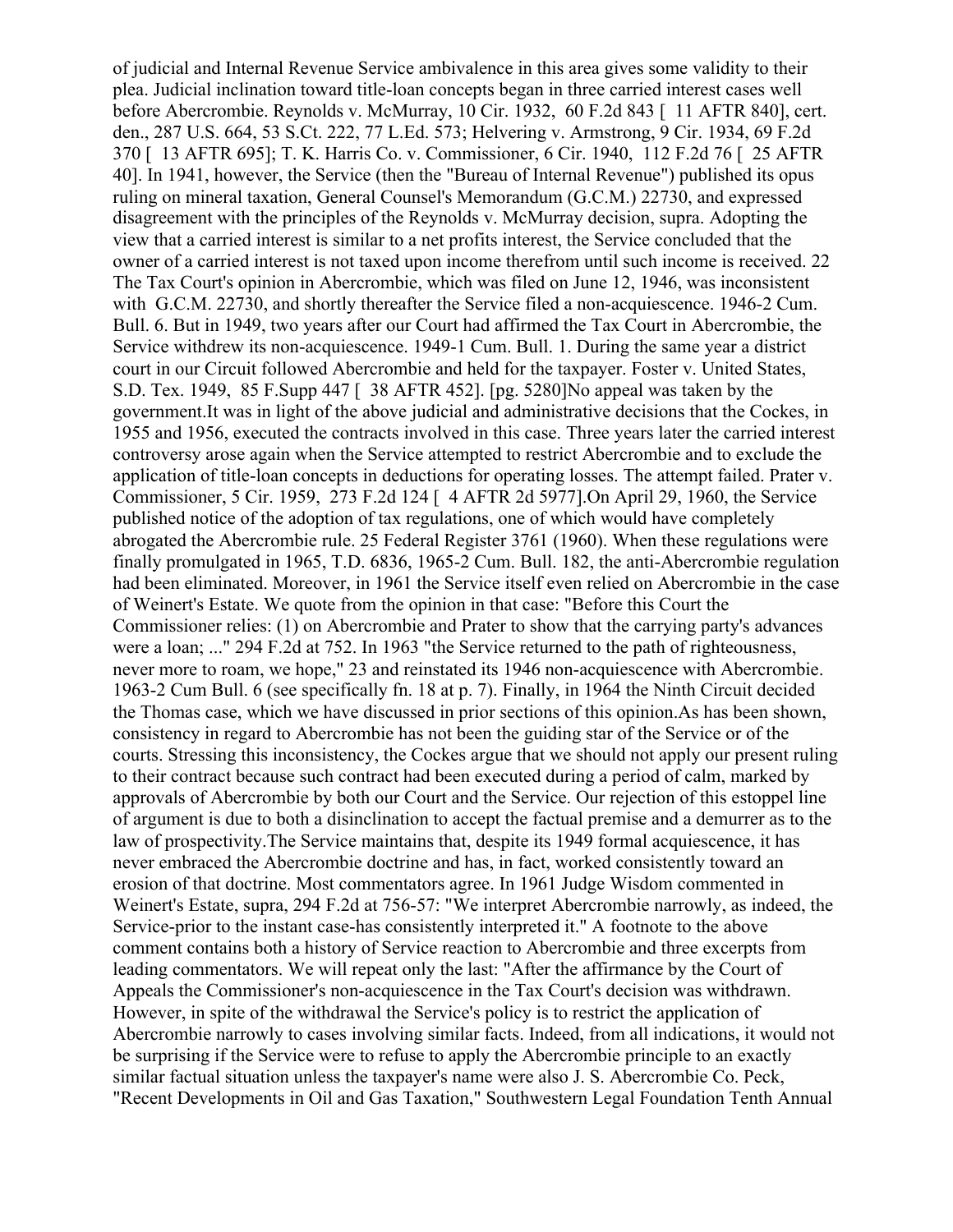of judicial and Internal Revenue Service ambivalence in this area gives some validity to their plea. Judicial inclination toward title-loan concepts began in three carried interest cases well before Abercrombie. Reynolds v. McMurray, 10 Cir. 1932, 60 F.2d 843 [ 11 AFTR 840], cert. den., 287 U.S. 664, 53 S.Ct. 222, 77 L.Ed. 573; Helvering v. Armstrong, 9 Cir. 1934, 69 F.2d 370 [ 13 AFTR 695]; T. K. Harris Co. v. Commissioner, 6 Cir. 1940, 112 F.2d 76 [ 25 AFTR 40]. In 1941, however, the Service (then the "Bureau of Internal Revenue") published its opus ruling on mineral taxation, General Counsel's Memorandum (G.C.M.) 22730, and expressed disagreement with the principles of the Reynolds v. McMurray decision, supra. Adopting the view that a carried interest is similar to a net profits interest, the Service concluded that the owner of a carried interest is not taxed upon income therefrom until such income is received. 22 The Tax Court's opinion in Abercrombie, which was filed on June 12, 1946, was inconsistent with G.C.M. 22730, and shortly thereafter the Service filed a non-acquiescence. 1946-2 Cum. Bull. 6. But in 1949, two years after our Court had affirmed the Tax Court in Abercrombie, the Service withdrew its non-acquiescence. 1949-1 Cum. Bull. 1. During the same year a district court in our Circuit followed Abercrombie and held for the taxpayer. Foster v. United States, S.D. Tex. 1949, 85 F.Supp 447 [ 38 AFTR 452]. [pg. 5280]No appeal was taken by the government.It was in light of the above judicial and administrative decisions that the Cockes, in 1955 and 1956, executed the contracts involved in this case. Three years later the carried interest controversy arose again when the Service attempted to restrict Abercrombie and to exclude the application of title-loan concepts in deductions for operating losses. The attempt failed. Prater v. Commissioner, 5 Cir. 1959, 273 F.2d 124 [ 4 AFTR 2d 5977].On April 29, 1960, the Service published notice of the adoption of tax regulations, one of which would have completely abrogated the Abercrombie rule. 25 Federal Register 3761 (1960). When these regulations were finally promulgated in 1965, T.D. 6836, 1965-2 Cum. Bull. 182, the anti-Abercrombie regulation had been eliminated. Moreover, in 1961 the Service itself even relied on Abercrombie in the case of Weinert's Estate. We quote from the opinion in that case: "Before this Court the Commissioner relies: (1) on Abercrombie and Prater to show that the carrying party's advances were a loan; ..." 294 F.2d at 752. In 1963 "the Service returned to the path of righteousness, never more to roam, we hope," 23 and reinstated its 1946 non-acquiescence with Abercrombie. 1963-2 Cum Bull. 6 (see specifically fn. 18 at p. 7). Finally, in 1964 the Ninth Circuit decided the Thomas case, which we have discussed in prior sections of this opinion.As has been shown, consistency in regard to Abercrombie has not been the guiding star of the Service or of the courts. Stressing this inconsistency, the Cockes argue that we should not apply our present ruling to their contract because such contract had been executed during a period of calm, marked by approvals of Abercrombie by both our Court and the Service. Our rejection of this estoppel line of argument is due to both a disinclination to accept the factual premise and a demurrer as to the law of prospectivity.The Service maintains that, despite its 1949 formal acquiescence, it has never embraced the Abercrombie doctrine and has, in fact, worked consistently toward an erosion of that doctrine. Most commentators agree. In 1961 Judge Wisdom commented in Weinert's Estate, supra, 294 F.2d at 756-57: "We interpret Abercrombie narrowly, as indeed, the Service-prior to the instant case-has consistently interpreted it." A footnote to the above comment contains both a history of Service reaction to Abercrombie and three excerpts from leading commentators. We will repeat only the last: "After the affirmance by the Court of Appeals the Commissioner's non-acquiescence in the Tax Court's decision was withdrawn. However, in spite of the withdrawal the Service's policy is to restrict the application of Abercrombie narrowly to cases involving similar facts. Indeed, from all indications, it would not be surprising if the Service were to refuse to apply the Abercrombie principle to an exactly similar factual situation unless the taxpayer's name were also J. S. Abercrombie Co. Peck, "Recent Developments in Oil and Gas Taxation," Southwestern Legal Foundation Tenth Annual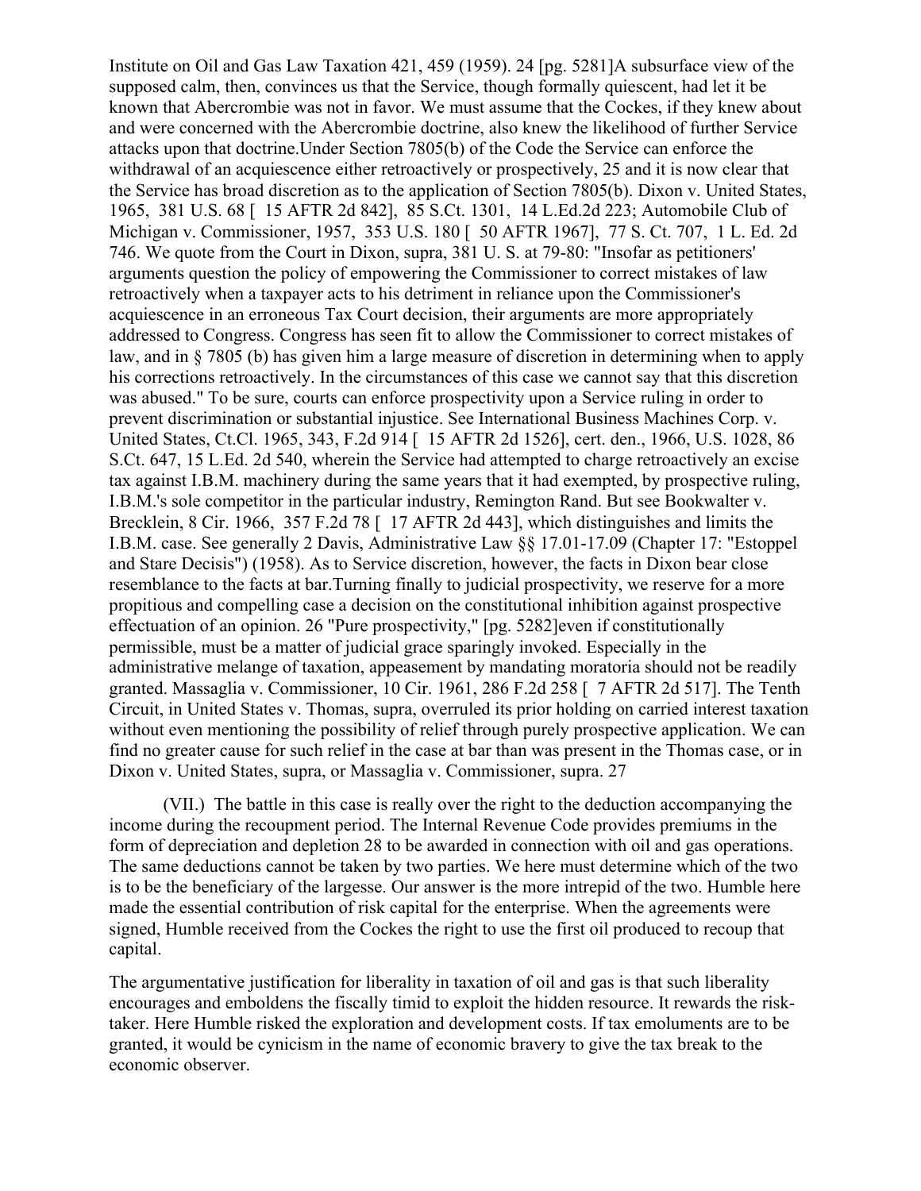Institute on Oil and Gas Law Taxation 421, 459 (1959). 24 [pg. 5281]A subsurface view of the supposed calm, then, convinces us that the Service, though formally quiescent, had let it be known that Abercrombie was not in favor. We must assume that the Cockes, if they knew about and were concerned with the Abercrombie doctrine, also knew the likelihood of further Service attacks upon that doctrine.Under Section 7805(b) of the Code the Service can enforce the withdrawal of an acquiescence either retroactively or prospectively, 25 and it is now clear that the Service has broad discretion as to the application of Section 7805(b). Dixon v. United States, 1965, 381 U.S. 68 [ 15 AFTR 2d 842], 85 S.Ct. 1301, 14 L.Ed.2d 223; Automobile Club of Michigan v. Commissioner, 1957, 353 U.S. 180 [ 50 AFTR 1967], 77 S. Ct. 707, 1 L. Ed. 2d 746. We quote from the Court in Dixon, supra, 381 U. S. at 79-80: "Insofar as petitioners' arguments question the policy of empowering the Commissioner to correct mistakes of law retroactively when a taxpayer acts to his detriment in reliance upon the Commissioner's acquiescence in an erroneous Tax Court decision, their arguments are more appropriately addressed to Congress. Congress has seen fit to allow the Commissioner to correct mistakes of law, and in § 7805 (b) has given him a large measure of discretion in determining when to apply his corrections retroactively. In the circumstances of this case we cannot say that this discretion was abused." To be sure, courts can enforce prospectivity upon a Service ruling in order to prevent discrimination or substantial injustice. See International Business Machines Corp. v. United States, Ct.Cl. 1965, 343, F.2d 914 [ 15 AFTR 2d 1526], cert. den., 1966, U.S. 1028, 86 S.Ct. 647, 15 L.Ed. 2d 540, wherein the Service had attempted to charge retroactively an excise tax against I.B.M. machinery during the same years that it had exempted, by prospective ruling, I.B.M.'s sole competitor in the particular industry, Remington Rand. But see Bookwalter v. Brecklein, 8 Cir. 1966, 357 F.2d 78 [ 17 AFTR 2d 443], which distinguishes and limits the I.B.M. case. See generally 2 Davis, Administrative Law §§ 17.01-17.09 (Chapter 17: "Estoppel and Stare Decisis") (1958). As to Service discretion, however, the facts in Dixon bear close resemblance to the facts at bar.Turning finally to judicial prospectivity, we reserve for a more propitious and compelling case a decision on the constitutional inhibition against prospective effectuation of an opinion. 26 "Pure prospectivity," [pg. 5282]even if constitutionally permissible, must be a matter of judicial grace sparingly invoked. Especially in the administrative melange of taxation, appeasement by mandating moratoria should not be readily granted. Massaglia v. Commissioner, 10 Cir. 1961, 286 F.2d 258 [ 7 AFTR 2d 517]. The Tenth Circuit, in United States v. Thomas, supra, overruled its prior holding on carried interest taxation without even mentioning the possibility of relief through purely prospective application. We can find no greater cause for such relief in the case at bar than was present in the Thomas case, or in Dixon v. United States, supra, or Massaglia v. Commissioner, supra. 27

(VII.) The battle in this case is really over the right to the deduction accompanying the income during the recoupment period. The Internal Revenue Code provides premiums in the form of depreciation and depletion 28 to be awarded in connection with oil and gas operations. The same deductions cannot be taken by two parties. We here must determine which of the two is to be the beneficiary of the largesse. Our answer is the more intrepid of the two. Humble here made the essential contribution of risk capital for the enterprise. When the agreements were signed, Humble received from the Cockes the right to use the first oil produced to recoup that capital.

The argumentative justification for liberality in taxation of oil and gas is that such liberality encourages and emboldens the fiscally timid to exploit the hidden resource. It rewards the risk-taker. Here Humble risked the exploration and development costs. If tax emoluments are to be granted, it would be cynicism in the name of economic bravery to give the tax break to the economic observer.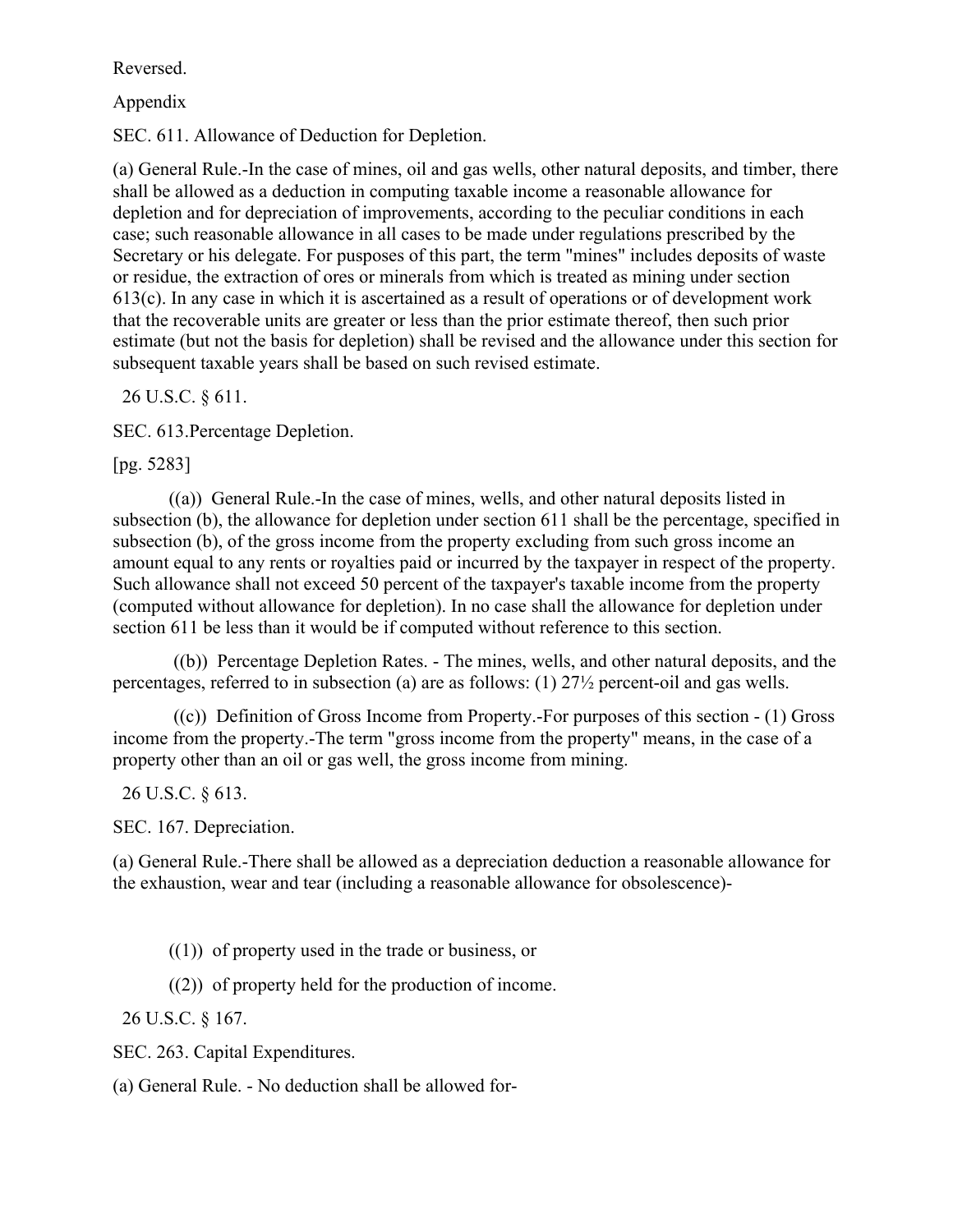Reversed.

Appendix

SEC. 611. Allowance of Deduction for Depletion.

(a) General Rule.-In the case of mines, oil and gas wells, other natural deposits, and timber, there shall be allowed as a deduction in computing taxable income a reasonable allowance for depletion and for depreciation of improvements, according to the peculiar conditions in each case; such reasonable allowance in all cases to be made under regulations prescribed by the Secretary or his delegate. For pusposes of this part, the term "mines" includes deposits of waste or residue, the extraction of ores or minerals from which is treated as mining under section 613(c). In any case in which it is ascertained as a result of operations or of development work that the recoverable units are greater or less than the prior estimate thereof, then such prior estimate (but not the basis for depletion) shall be revised and the allowance under this section for subsequent taxable years shall be based on such revised estimate.

26 U.S.C. § 611.

SEC. 613.Percentage Depletion.

[pg. 5283]

((a)) General Rule.-In the case of mines, wells, and other natural deposits listed in subsection (b), the allowance for depletion under section 611 shall be the percentage, specified in subsection (b), of the gross income from the property excluding from such gross income an amount equal to any rents or royalties paid or incurred by the taxpayer in respect of the property. Such allowance shall not exceed 50 percent of the taxpayer's taxable income from the property (computed without allowance for depletion). In no case shall the allowance for depletion under section 611 be less than it would be if computed without reference to this section.

((b)) Percentage Depletion Rates. - The mines, wells, and other natural deposits, and the percentages, referred to in subsection (a) are as follows: (1) 27½ percent-oil and gas wells.

((c)) Definition of Gross Income from Property.-For purposes of this section - (1) Gross income from the property.-The term "gross income from the property" means, in the case of a property other than an oil or gas well, the gross income from mining.

26 U.S.C. § 613.

SEC. 167. Depreciation.

(a) General Rule.-There shall be allowed as a depreciation deduction a reasonable allowance for the exhaustion, wear and tear (including a reasonable allowance for obsolescence)-

((1)) of property used in the trade or business, or

((2)) of property held for the production of income.

26 U.S.C. § 167.

SEC. 263. Capital Expenditures.

(a) General Rule. - No deduction shall be allowed for-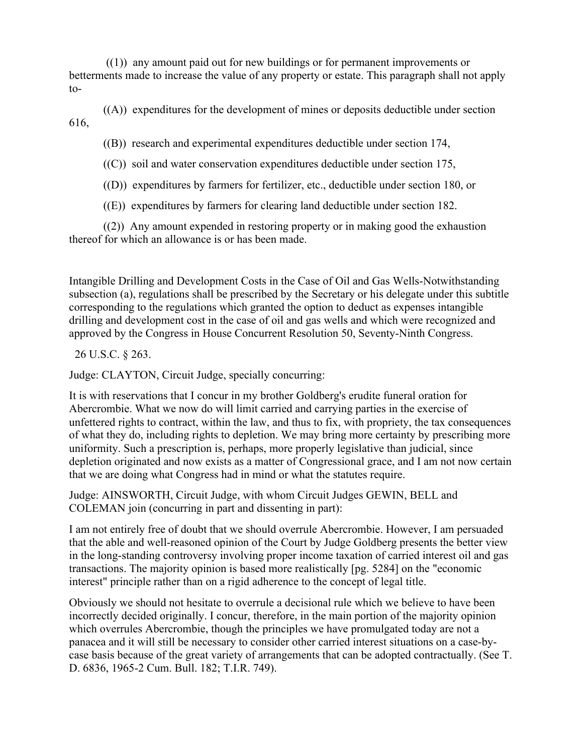((1)) any amount paid out for new buildings or for permanent improvements or betterments made to increase the value of any property or estate. This paragraph shall not apply to-

((A)) expenditures for the development of mines or deposits deductible under section 616,

((B)) research and experimental expenditures deductible under section 174,

((C)) soil and water conservation expenditures deductible under section 175,

((D)) expenditures by farmers for fertilizer, etc., deductible under section 180, or

((E)) expenditures by farmers for clearing land deductible under section 182.

((2)) Any amount expended in restoring property or in making good the exhaustion thereof for which an allowance is or has been made.

Intangible Drilling and Development Costs in the Case of Oil and Gas Wells-Notwithstanding subsection (a), regulations shall be prescribed by the Secretary or his delegate under this subtitle corresponding to the regulations which granted the option to deduct as expenses intangible drilling and development cost in the case of oil and gas wells and which were recognized and approved by the Congress in House Concurrent Resolution 50, Seventy-Ninth Congress.

26 U.S.C. § 263.

Judge: CLAYTON, Circuit Judge, specially concurring:

It is with reservations that I concur in my brother Goldberg's erudite funeral oration for Abercrombie. What we now do will limit carried and carrying parties in the exercise of unfettered rights to contract, within the law, and thus to fix, with propriety, the tax consequences of what they do, including rights to depletion. We may bring more certainty by prescribing more uniformity. Such a prescription is, perhaps, more properly legislative than judicial, since depletion originated and now exists as a matter of Congressional grace, and I am not now certain that we are doing what Congress had in mind or what the statutes require.

Judge: AINSWORTH, Circuit Judge, with whom Circuit Judges GEWIN, BELL and COLEMAN join (concurring in part and dissenting in part):

I am not entirely free of doubt that we should overrule Abercrombie. However, I am persuaded that the able and well-reasoned opinion of the Court by Judge Goldberg presents the better view in the long-standing controversy involving proper income taxation of carried interest oil and gas transactions. The majority opinion is based more realistically [pg. 5284] on the "economic interest" principle rather than on a rigid adherence to the concept of legal title.

Obviously we should not hesitate to overrule a decisional rule which we believe to have been incorrectly decided originally. I concur, therefore, in the main portion of the majority opinion which overrules Abercrombie, though the principles we have promulgated today are not a panacea and it will still be necessary to consider other carried interest situations on a case-by-case basis because of the great variety of arrangements that can be adopted contractually. (See T. D. 6836, 1965-2 Cum. Bull. 182; T.I.R. 749).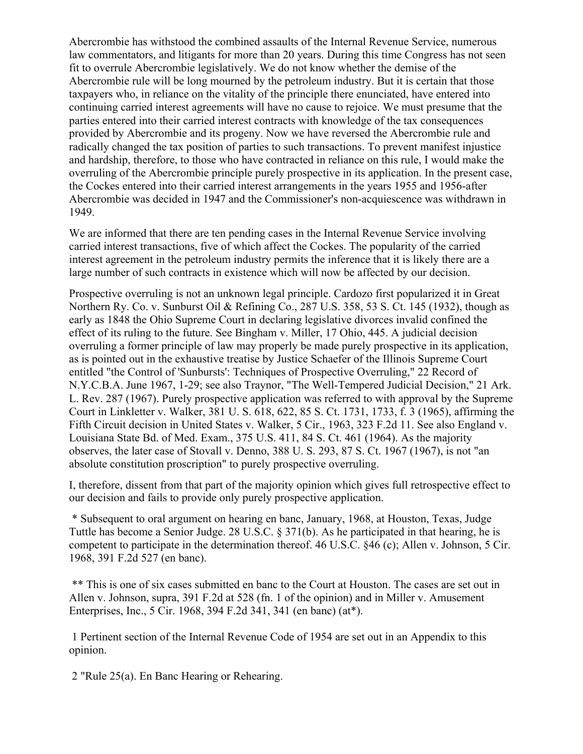Abercrombie has withstood the combined assaults of the Internal Revenue Service, numerous law commentators, and litigants for more than 20 years. During this time Congress has not seen fit to overrule Abercrombie legislatively. We do not know whether the demise of the Abercrombie rule will be long mourned by the petroleum industry. But it is certain that those taxpayers who, in reliance on the vitality of the principle there enunciated, have entered into continuing carried interest agreements will have no cause to rejoice. We must presume that the parties entered into their carried interest contracts with knowledge of the tax consequences provided by Abercrombie and its progeny. Now we have reversed the Abercrombie rule and radically changed the tax position of parties to such transactions. To prevent manifest injustice and hardship, therefore, to those who have contracted in reliance on this rule, I would make the overruling of the Abercrombie principle purely prospective in its application. In the present case, the Cockes entered into their carried interest arrangements in the years 1955 and 1956-after Abercrombie was decided in 1947 and the Commissioner's non-acquiescence was withdrawn in 1949.

We are informed that there are ten pending cases in the Internal Revenue Service involving carried interest transactions, five of which affect the Cockes. The popularity of the carried interest agreement in the petroleum industry permits the inference that it is likely there are a large number of such contracts in existence which will now be affected by our decision.

Prospective overruling is not an unknown legal principle. Cardozo first popularized it in Great Northern Ry. Co. v. Sunburst Oil & Refining Co., 287 U.S. 358, 53 S. Ct. 145 (1932), though as early as 1848 the Ohio Supreme Court in declaring legislative divorces invalid confined the effect of its ruling to the future. See Bingham v. Miller, 17 Ohio, 445. A judicial decision overruling a former principle of law may properly be made purely prospective in its application, as is pointed out in the exhaustive treatise by Justice Schaefer of the Illinois Supreme Court entitled "the Control of 'Sunbursts': Techniques of Prospective Overruling," 22 Record of N.Y.C.B.A. June 1967, 1-29; see also Traynor, "The Well-Tempered Judicial Decision," 21 Ark. L. Rev. 287 (1967). Purely prospective application was referred to with approval by the Supreme Court in Linkletter v. Walker, 381 U. S. 618, 622, 85 S. Ct. 1731, 1733, f. 3 (1965), affirming the Fifth Circuit decision in United States v. Walker, 5 Cir., 1963, 323 F.2d 11. See also England v. Louisiana State Bd. of Med. Exam., 375 U.S. 411, 84 S. Ct. 461 (1964). As the majority observes, the later case of Stovall v. Denno, 388 U. S. 293, 87 S. Ct. 1967 (1967), is not "an absolute constitution proscription" to purely prospective overruling.

I, therefore, dissent from that part of the majority opinion which gives full retrospective effect to our decision and fails to provide only purely prospective application.

\* Subsequent to oral argument on hearing en banc, January, 1968, at Houston, Texas, Judge Tuttle has become a Senior Judge. 28 U.S.C. § 371(b). As he participated in that hearing, he is competent to participate in the determination thereof. 46 U.S.C. §46 (c); Allen v. Johnson, 5 Cir. 1968, 391 F.2d 527 (en banc).

\*\* This is one of six cases submitted en banc to the Court at Houston. The cases are set out in Allen v. Johnson, supra, 391 F.2d at 528 (fn. 1 of the opinion) and in Miller v. Amusement Enterprises, Inc., 5 Cir. 1968, 394 F.2d 341, 341 (en banc) (at*).

1 Pertinent section of the Internal Revenue Code of 1954 are set out in an Appendix to this opinion.

2 "Rule 25(a). En Banc Hearing or Rehearing.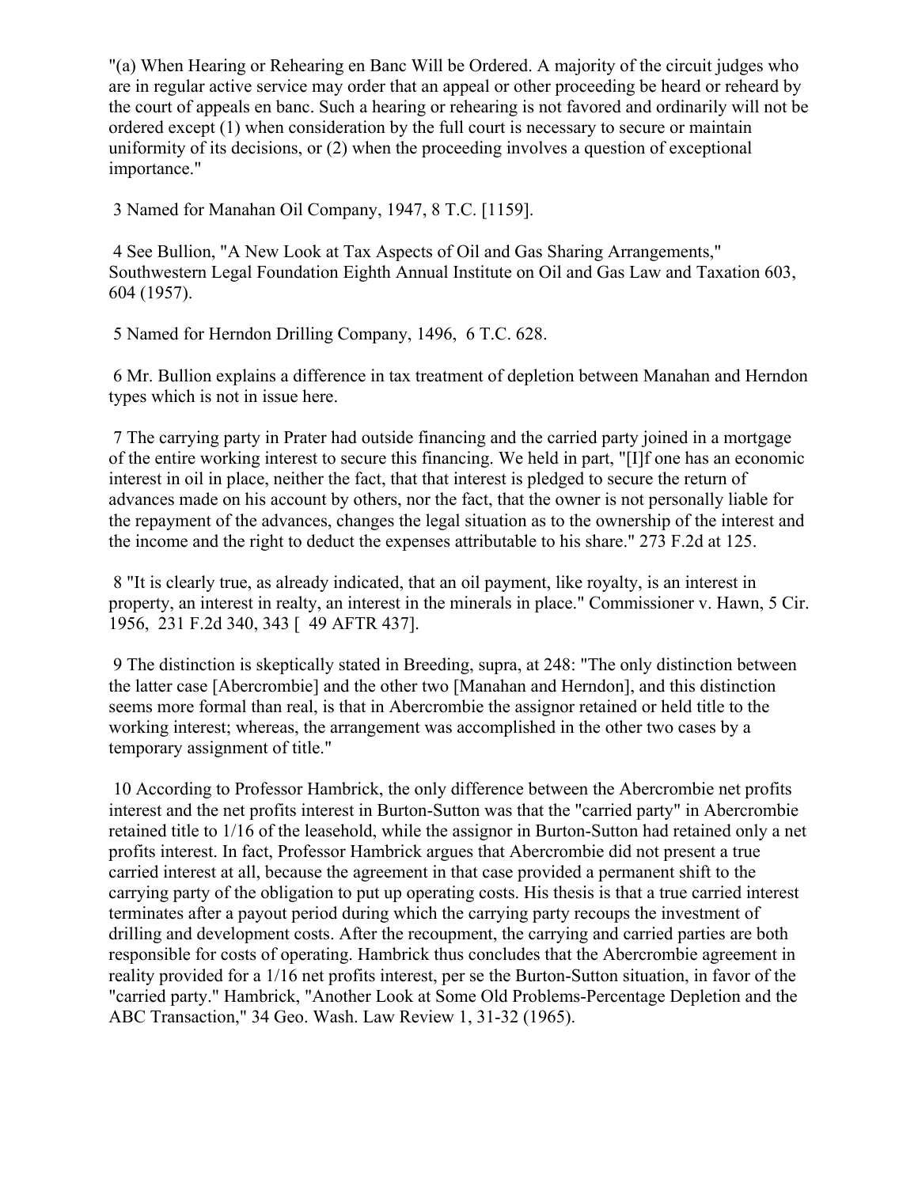"(a) When Hearing or Rehearing en Banc Will be Ordered. A majority of the circuit judges who are in regular active service may order that an appeal or other proceeding be heard or reheard by the court of appeals en banc. Such a hearing or rehearing is not favored and ordinarily will not be ordered except (1) when consideration by the full court is necessary to secure or maintain uniformity of its decisions, or (2) when the proceeding involves a question of exceptional importance."

3 Named for Manahan Oil Company, 1947, 8 T.C. [1159].

4 See Bullion, "A New Look at Tax Aspects of Oil and Gas Sharing Arrangements," Southwestern Legal Foundation Eighth Annual Institute on Oil and Gas Law and Taxation 603, 604 (1957).

5 Named for Herndon Drilling Company, 1496, 6 T.C. 628.

6 Mr. Bullion explains a difference in tax treatment of depletion between Manahan and Herndon types which is not in issue here.

7 The carrying party in Prater had outside financing and the carried party joined in a mortgage of the entire working interest to secure this financing. We held in part, "[I]f one has an economic interest in oil in place, neither the fact, that that interest is pledged to secure the return of advances made on his account by others, nor the fact, that the owner is not personally liable for the repayment of the advances, changes the legal situation as to the ownership of the interest and the income and the right to deduct the expenses attributable to his share." 273 F.2d at 125.

8 "It is clearly true, as already indicated, that an oil payment, like royalty, is an interest in property, an interest in realty, an interest in the minerals in place." Commissioner v. Hawn, 5 Cir. 1956, 231 F.2d 340, 343 [ 49 AFTR 437].

9 The distinction is skeptically stated in Breeding, supra, at 248: "The only distinction between the latter case [Abercrombie] and the other two [Manahan and Herndon], and this distinction seems more formal than real, is that in Abercrombie the assignor retained or held title to the working interest; whereas, the arrangement was accomplished in the other two cases by a temporary assignment of title."

10 According to Professor Hambrick, the only difference between the Abercrombie net profits interest and the net profits interest in Burton-Sutton was that the "carried party" in Abercrombie retained title to 1/16 of the leasehold, while the assignor in Burton-Sutton had retained only a net profits interest. In fact, Professor Hambrick argues that Abercrombie did not present a true carried interest at all, because the agreement in that case provided a permanent shift to the carrying party of the obligation to put up operating costs. His thesis is that a true carried interest terminates after a payout period during which the carrying party recoups the investment of drilling and development costs. After the recoupment, the carrying and carried parties are both responsible for costs of operating. Hambrick thus concludes that the Abercrombie agreement in reality provided for a 1/16 net profits interest, per se the Burton-Sutton situation, in favor of the "carried party." Hambrick, "Another Look at Some Old Problems-Percentage Depletion and the ABC Transaction," 34 Geo. Wash. Law Review 1, 31-32 (1965).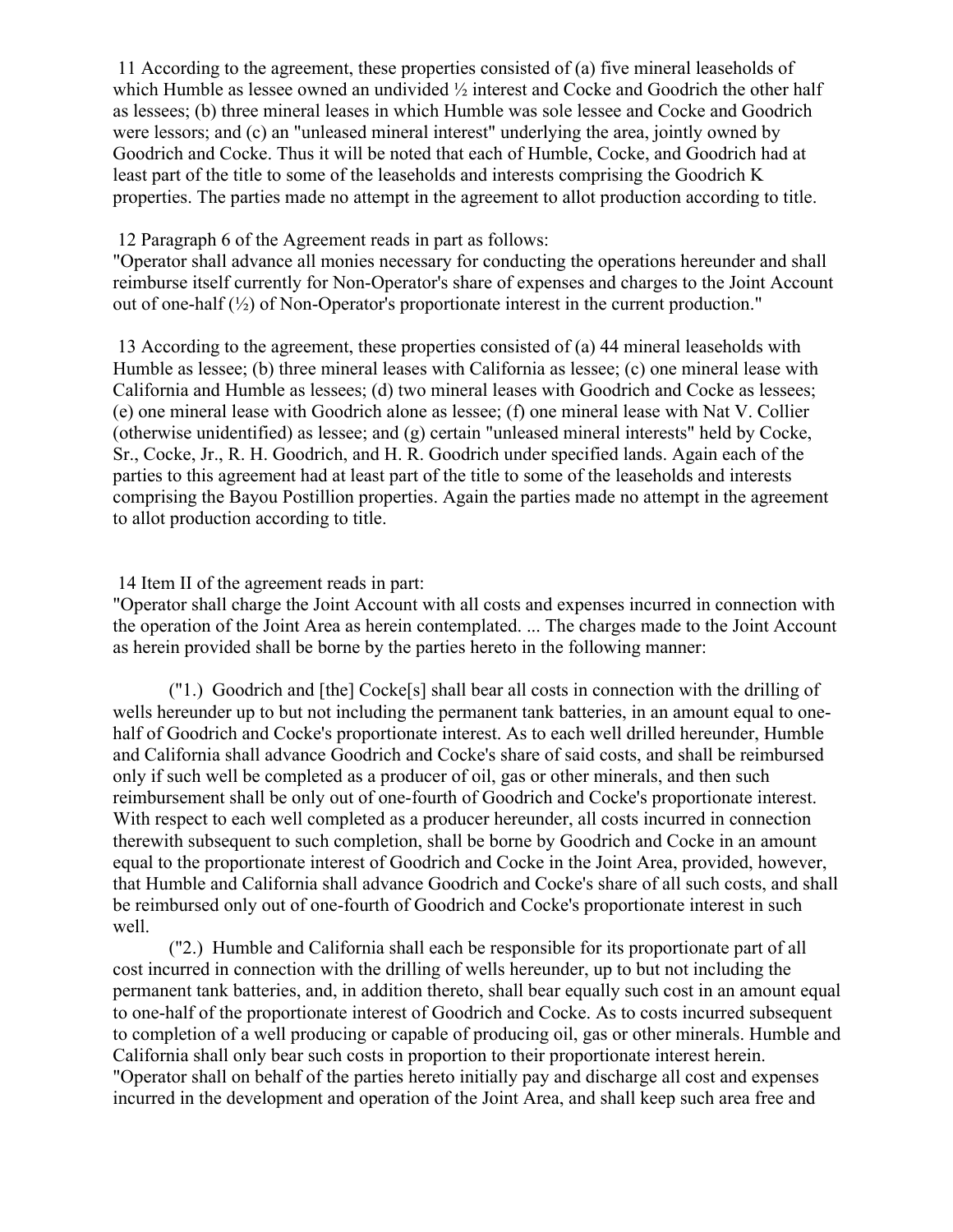11 According to the agreement, these properties consisted of (a) five mineral leaseholds of which Humble as lessee owned an undivided ½ interest and Cocke and Goodrich the other half as lessees; (b) three mineral leases in which Humble was sole lessee and Cocke and Goodrich were lessors; and (c) an "unleased mineral interest" underlying the area, jointly owned by Goodrich and Cocke. Thus it will be noted that each of Humble, Cocke, and Goodrich had at least part of the title to some of the leaseholds and interests comprising the Goodrich K properties. The parties made no attempt in the agreement to allot production according to title.

12 Paragraph 6 of the Agreement reads in part as follows:
"Operator shall advance all monies necessary for conducting the operations hereunder and shall reimburse itself currently for Non-Operator's share of expenses and charges to the Joint Account out of one-half (½) of Non-Operator's proportionate interest in the current production."

13 According to the agreement, these properties consisted of (a) 44 mineral leaseholds with Humble as lessee; (b) three mineral leases with California as lessee; (c) one mineral lease with California and Humble as lessees; (d) two mineral leases with Goodrich and Cocke as lessees; (e) one mineral lease with Goodrich alone as lessee; (f) one mineral lease with Nat V. Collier (otherwise unidentified) as lessee; and (g) certain "unleased mineral interests" held by Cocke, Sr., Cocke, Jr., R. H. Goodrich, and H. R. Goodrich under specified lands. Again each of the parties to this agreement had at least part of the title to some of the leaseholds and interests comprising the Bayou Postillion properties. Again the parties made no attempt in the agreement to allot production according to title.

14 Item II of the agreement reads in part:
"Operator shall charge the Joint Account with all costs and expenses incurred in connection with the operation of the Joint Area as herein contemplated. ... The charges made to the Joint Account as herein provided shall be borne by the parties hereto in the following manner:

("1.) Goodrich and [the] Cocke[s] shall bear all costs in connection with the drilling of wells hereunder up to but not including the permanent tank batteries, in an amount equal to one-half of Goodrich and Cocke's proportionate interest. As to each well drilled hereunder, Humble and California shall advance Goodrich and Cocke's share of said costs, and shall be reimbursed only if such well be completed as a producer of oil, gas or other minerals, and then such reimbursement shall be only out of one-fourth of Goodrich and Cocke's proportionate interest. With respect to each well completed as a producer hereunder, all costs incurred in connection therewith subsequent to such completion, shall be borne by Goodrich and Cocke in an amount equal to the proportionate interest of Goodrich and Cocke in the Joint Area, provided, however, that Humble and California shall advance Goodrich and Cocke's share of all such costs, and shall be reimbursed only out of one-fourth of Goodrich and Cocke's proportionate interest in such well.

("2.) Humble and California shall each be responsible for its proportionate part of all cost incurred in connection with the drilling of wells hereunder, up to but not including the permanent tank batteries, and, in addition thereto, shall bear equally such cost in an amount equal to one-half of the proportionate interest of Goodrich and Cocke. As to costs incurred subsequent to completion of a well producing or capable of producing oil, gas or other minerals. Humble and California shall only bear such costs in proportion to their proportionate interest herein.
"Operator shall on behalf of the parties hereto initially pay and discharge all cost and expenses incurred in the development and operation of the Joint Area, and shall keep such area free and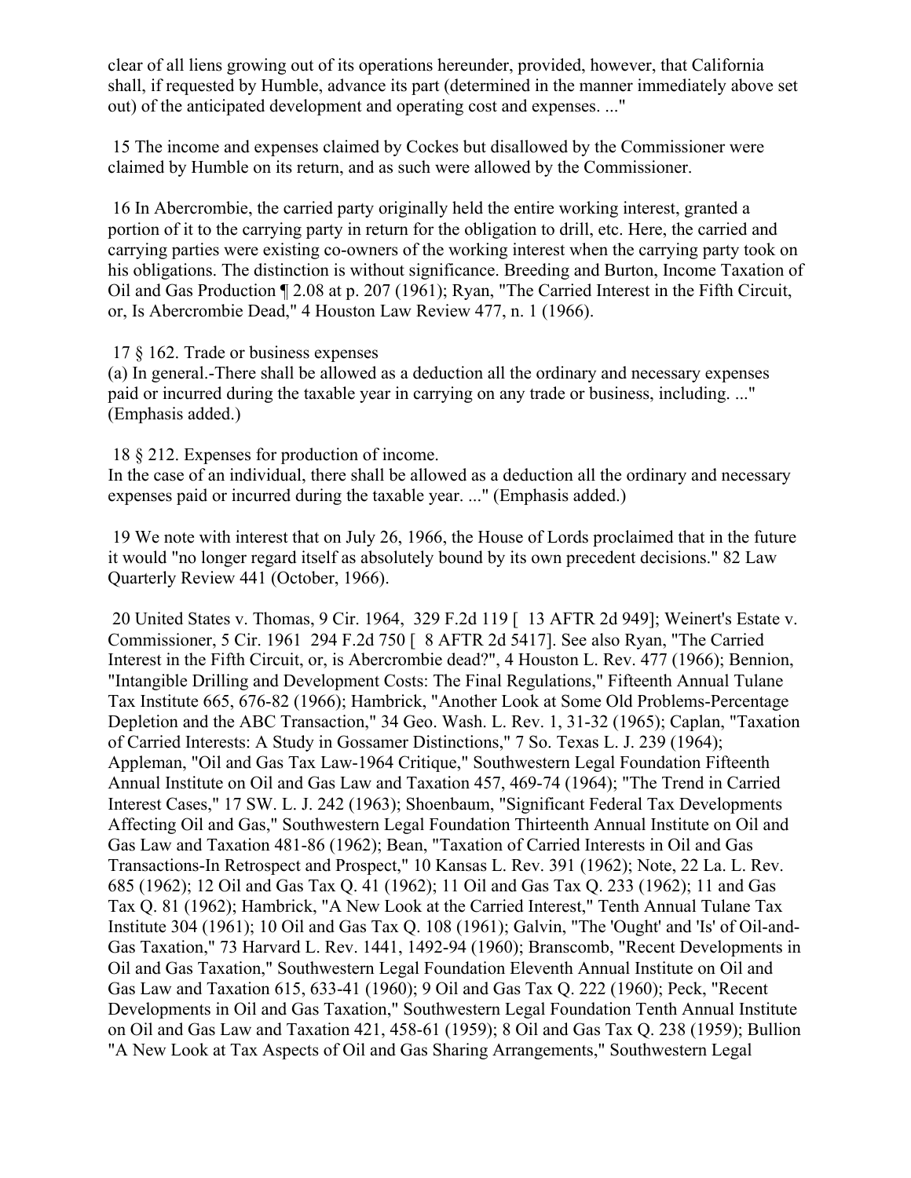clear of all liens growing out of its operations hereunder, provided, however, that California shall, if requested by Humble, advance its part (determined in the manner immediately above set out) of the anticipated development and operating cost and expenses. ..."

15 The income and expenses claimed by Cockes but disallowed by the Commissioner were claimed by Humble on its return, and as such were allowed by the Commissioner.

16 In Abercrombie, the carried party originally held the entire working interest, granted a portion of it to the carrying party in return for the obligation to drill, etc. Here, the carried and carrying parties were existing co-owners of the working interest when the carrying party took on his obligations. The distinction is without significance. Breeding and Burton, Income Taxation of Oil and Gas Production ¶ 2.08 at p. 207 (1961); Ryan, "The Carried Interest in the Fifth Circuit, or, Is Abercrombie Dead," 4 Houston Law Review 477, n. 1 (1966).

17 § 162. Trade or business expenses
(a) In general.-There shall be allowed as a deduction all the ordinary and necessary expenses paid or incurred during the taxable year in carrying on any trade or business, including. ..." (Emphasis added.)

18 § 212. Expenses for production of income.
In the case of an individual, there shall be allowed as a deduction all the ordinary and necessary expenses paid or incurred during the taxable year. ..." (Emphasis added.)

19 We note with interest that on July 26, 1966, the House of Lords proclaimed that in the future it would "no longer regard itself as absolutely bound by its own precedent decisions." 82 Law Quarterly Review 441 (October, 1966).

20 United States v. Thomas, 9 Cir. 1964, 329 F.2d 119 [ 13 AFTR 2d 949]; Weinert's Estate v. Commissioner, 5 Cir. 1961 294 F.2d 750 [ 8 AFTR 2d 5417]. See also Ryan, "The Carried Interest in the Fifth Circuit, or, is Abercrombie dead?", 4 Houston L. Rev. 477 (1966); Bennion, "Intangible Drilling and Development Costs: The Final Regulations," Fifteenth Annual Tulane Tax Institute 665, 676-82 (1966); Hambrick, "Another Look at Some Old Problems-Percentage Depletion and the ABC Transaction," 34 Geo. Wash. L. Rev. 1, 31-32 (1965); Caplan, "Taxation of Carried Interests: A Study in Gossamer Distinctions," 7 So. Texas L. J. 239 (1964); Appleman, "Oil and Gas Tax Law-1964 Critique," Southwestern Legal Foundation Fifteenth Annual Institute on Oil and Gas Law and Taxation 457, 469-74 (1964); "The Trend in Carried Interest Cases," 17 SW. L. J. 242 (1963); Shoenbaum, "Significant Federal Tax Developments Affecting Oil and Gas," Southwestern Legal Foundation Thirteenth Annual Institute on Oil and Gas Law and Taxation 481-86 (1962); Bean, "Taxation of Carried Interests in Oil and Gas Transactions-In Retrospect and Prospect," 10 Kansas L. Rev. 391 (1962); Note, 22 La. L. Rev. 685 (1962); 12 Oil and Gas Tax Q. 41 (1962); 11 Oil and Gas Tax Q. 233 (1962); 11 and Gas Tax Q. 81 (1962); Hambrick, "A New Look at the Carried Interest," Tenth Annual Tulane Tax Institute 304 (1961); 10 Oil and Gas Tax Q. 108 (1961); Galvin, "The 'Ought' and 'Is' of Oil-and-Gas Taxation," 73 Harvard L. Rev. 1441, 1492-94 (1960); Branscomb, "Recent Developments in Oil and Gas Taxation," Southwestern Legal Foundation Eleventh Annual Institute on Oil and Gas Law and Taxation 615, 633-41 (1960); 9 Oil and Gas Tax Q. 222 (1960); Peck, "Recent Developments in Oil and Gas Taxation," Southwestern Legal Foundation Tenth Annual Institute on Oil and Gas Law and Taxation 421, 458-61 (1959); 8 Oil and Gas Tax Q. 238 (1959); Bullion "A New Look at Tax Aspects of Oil and Gas Sharing Arrangements," Southwestern Legal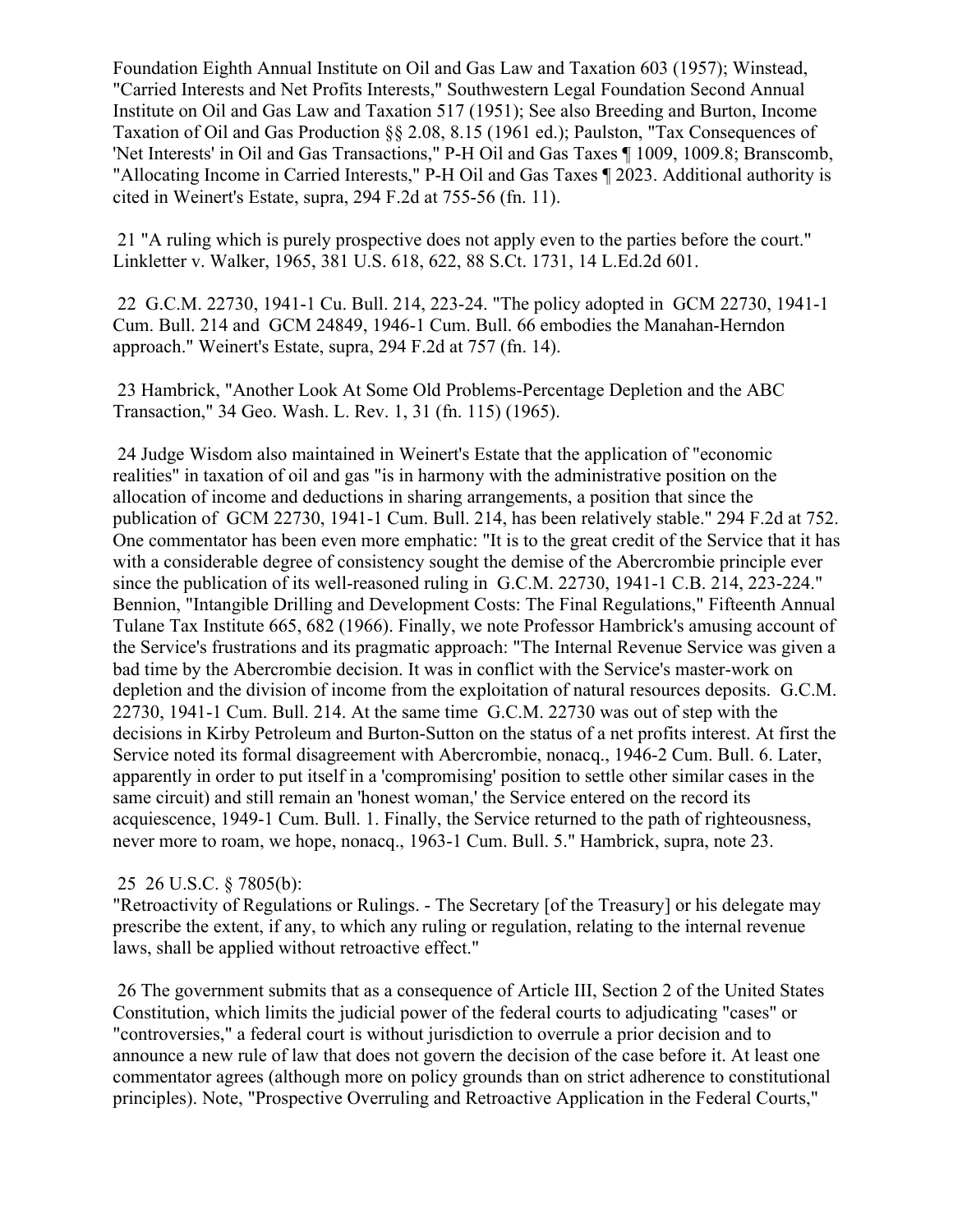Foundation Eighth Annual Institute on Oil and Gas Law and Taxation 603 (1957); Winstead, "Carried Interests and Net Profits Interests," Southwestern Legal Foundation Second Annual Institute on Oil and Gas Law and Taxation 517 (1951); See also Breeding and Burton, Income Taxation of Oil and Gas Production §§ 2.08, 8.15 (1961 ed.); Paulston, "Tax Consequences of 'Net Interests' in Oil and Gas Transactions," P-H Oil and Gas Taxes ¶ 1009, 1009.8; Branscomb, "Allocating Income in Carried Interests," P-H Oil and Gas Taxes ¶ 2023. Additional authority is cited in Weinert's Estate, supra, 294 F.2d at 755-56 (fn. 11).

21 "A ruling which is purely prospective does not apply even to the parties before the court." Linkletter v. Walker, 1965, 381 U.S. 618, 622, 88 S.Ct. 1731, 14 L.Ed.2d 601.

22 G.C.M. 22730, 1941-1 Cu. Bull. 214, 223-24. "The policy adopted in GCM 22730, 1941-1 Cum. Bull. 214 and GCM 24849, 1946-1 Cum. Bull. 66 embodies the Manahan-Herndon approach." Weinert's Estate, supra, 294 F.2d at 757 (fn. 14).

23 Hambrick, "Another Look At Some Old Problems-Percentage Depletion and the ABC Transaction," 34 Geo. Wash. L. Rev. 1, 31 (fn. 115) (1965).

24 Judge Wisdom also maintained in Weinert's Estate that the application of "economic realities" in taxation of oil and gas "is in harmony with the administrative position on the allocation of income and deductions in sharing arrangements, a position that since the publication of GCM 22730, 1941-1 Cum. Bull. 214, has been relatively stable." 294 F.2d at 752. One commentator has been even more emphatic: "It is to the great credit of the Service that it has with a considerable degree of consistency sought the demise of the Abercrombie principle ever since the publication of its well-reasoned ruling in G.C.M. 22730, 1941-1 C.B. 214, 223-224." Bennion, "Intangible Drilling and Development Costs: The Final Regulations," Fifteenth Annual Tulane Tax Institute 665, 682 (1966). Finally, we note Professor Hambrick's amusing account of the Service's frustrations and its pragmatic approach: "The Internal Revenue Service was given a bad time by the Abercrombie decision. It was in conflict with the Service's master-work on depletion and the division of income from the exploitation of natural resources deposits. G.C.M. 22730, 1941-1 Cum. Bull. 214. At the same time G.C.M. 22730 was out of step with the decisions in Kirby Petroleum and Burton-Sutton on the status of a net profits interest. At first the Service noted its formal disagreement with Abercrombie, nonacq., 1946-2 Cum. Bull. 6. Later, apparently in order to put itself in a 'compromising' position to settle other similar cases in the same circuit) and still remain an 'honest woman,' the Service entered on the record its acquiescence, 1949-1 Cum. Bull. 1. Finally, the Service returned to the path of righteousness, never more to roam, we hope, nonacq., 1963-1 Cum. Bull. 5." Hambrick, supra, note 23.

25 26 U.S.C. § 7805(b):
"Retroactivity of Regulations or Rulings. - The Secretary [of the Treasury] or his delegate may prescribe the extent, if any, to which any ruling or regulation, relating to the internal revenue laws, shall be applied without retroactive effect."

26 The government submits that as a consequence of Article III, Section 2 of the United States Constitution, which limits the judicial power of the federal courts to adjudicating "cases" or "controversies," a federal court is without jurisdiction to overrule a prior decision and to announce a new rule of law that does not govern the decision of the case before it. At least one commentator agrees (although more on policy grounds than on strict adherence to constitutional principles). Note, "Prospective Overruling and Retroactive Application in the Federal Courts,"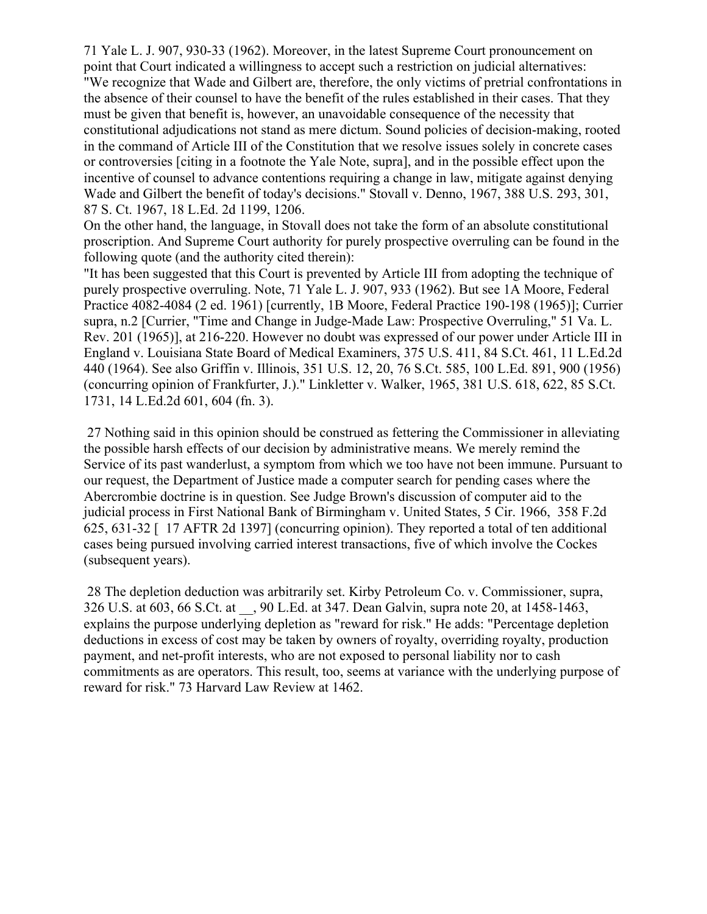71 Yale L. J. 907, 930-33 (1962). Moreover, in the latest Supreme Court pronouncement on point that Court indicated a willingness to accept such a restriction on judicial alternatives: "We recognize that Wade and Gilbert are, therefore, the only victims of pretrial confrontations in the absence of their counsel to have the benefit of the rules established in their cases. That they must be given that benefit is, however, an unavoidable consequence of the necessity that constitutional adjudications not stand as mere dictum. Sound policies of decision-making, rooted in the command of Article III of the Constitution that we resolve issues solely in concrete cases or controversies [citing in a footnote the Yale Note, supra], and in the possible effect upon the incentive of counsel to advance contentions requiring a change in law, mitigate against denying Wade and Gilbert the benefit of today's decisions." Stovall v. Denno, 1967, 388 U.S. 293, 301, 87 S. Ct. 1967, 18 L.Ed. 2d 1199, 1206.

On the other hand, the language, in Stovall does not take the form of an absolute constitutional proscription. And Supreme Court authority for purely prospective overruling can be found in the following quote (and the authority cited therein):

"It has been suggested that this Court is prevented by Article III from adopting the technique of purely prospective overruling. Note, 71 Yale L. J. 907, 933 (1962). But see 1A Moore, Federal Practice 4082-4084 (2 ed. 1961) [currently, 1B Moore, Federal Practice 190-198 (1965)]; Currier supra, n.2 [Currier, "Time and Change in Judge-Made Law: Prospective Overruling," 51 Va. L. Rev. 201 (1965)], at 216-220. However no doubt was expressed of our power under Article III in England v. Louisiana State Board of Medical Examiners, 375 U.S. 411, 84 S.Ct. 461, 11 L.Ed.2d 440 (1964). See also Griffin v. Illinois, 351 U.S. 12, 20, 76 S.Ct. 585, 100 L.Ed. 891, 900 (1956) (concurring opinion of Frankfurter, J.)." Linkletter v. Walker, 1965, 381 U.S. 618, 622, 85 S.Ct. 1731, 14 L.Ed.2d 601, 604 (fn. 3).

27 Nothing said in this opinion should be construed as fettering the Commissioner in alleviating the possible harsh effects of our decision by administrative means. We merely remind the Service of its past wanderlust, a symptom from which we too have not been immune. Pursuant to our request, the Department of Justice made a computer search for pending cases where the Abercrombie doctrine is in question. See Judge Brown's discussion of computer aid to the judicial process in First National Bank of Birmingham v. United States, 5 Cir. 1966, 358 F.2d 625, 631-32 [ 17 AFTR 2d 1397] (concurring opinion). They reported a total of ten additional cases being pursued involving carried interest transactions, five of which involve the Cockes (subsequent years).

28 The depletion deduction was arbitrarily set. Kirby Petroleum Co. v. Commissioner, supra, 326 U.S. at 603, 66 S.Ct. at __, 90 L.Ed. at 347. Dean Galvin, supra note 20, at 1458-1463, explains the purpose underlying depletion as "reward for risk." He adds: "Percentage depletion deductions in excess of cost may be taken by owners of royalty, overriding royalty, production payment, and net-profit interests, who are not exposed to personal liability nor to cash commitments as are operators. This result, too, seems at variance with the underlying purpose of reward for risk." 73 Harvard Law Review at 1462.